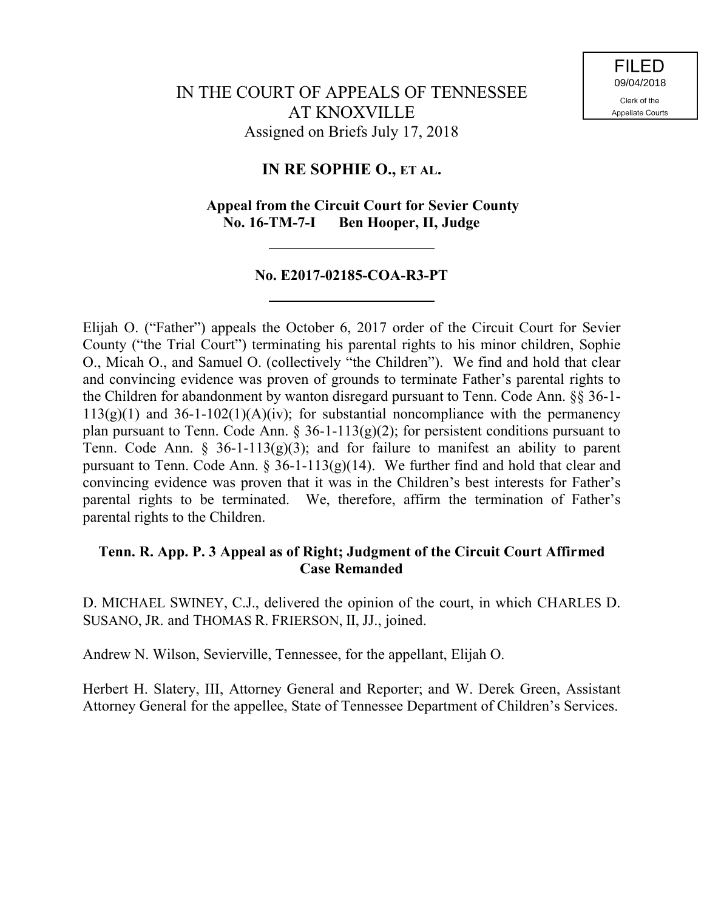FILED
09/04/2018
Clerk of the
Appellate Courts

IN THE COURT OF APPEALS OF TENNESSEE
AT KNOXVILLE
Assigned on Briefs July 17, 2018

**IN RE SOPHIE O., ET AL.**

**Appeal from the Circuit Court for Sevier County**
**No. 16-TM-7-I Ben Hooper, II, Judge**

---

**No. E2017-02185-COA-R3-PT**

---

Elijah O. ("Father") appeals the October 6, 2017 order of the Circuit Court for Sevier County ("the Trial Court") terminating his parental rights to his minor children, Sophie O., Micah O., and Samuel O. (collectively "the Children"). We find and hold that clear and convincing evidence was proven of grounds to terminate Father's parental rights to the Children for abandonment by wanton disregard pursuant to Tenn. Code Ann. §§ 36-1-113(g)(1) and 36-1-102(1)(A)(iv); for substantial noncompliance with the permanency plan pursuant to Tenn. Code Ann. § 36-1-113(g)(2); for persistent conditions pursuant to Tenn. Code Ann. § 36-1-113(g)(3); and for failure to manifest an ability to parent pursuant to Tenn. Code Ann. § 36-1-113(g)(14). We further find and hold that clear and convincing evidence was proven that it was in the Children's best interests for Father's parental rights to be terminated. We, therefore, affirm the termination of Father's parental rights to the Children.

**Tenn. R. App. P. 3 Appeal as of Right; Judgment of the Circuit Court Affirmed Case Remanded**

D. MICHAEL SWINEY, C.J., delivered the opinion of the court, in which CHARLES D. SUSANO, JR. and THOMAS R. FRIERSON, II, JJ., joined.

Andrew N. Wilson, Sevierville, Tennessee, for the appellant, Elijah O.

Herbert H. Slatery, III, Attorney General and Reporter; and W. Derek Green, Assistant Attorney General for the appellee, State of Tennessee Department of Children's Services.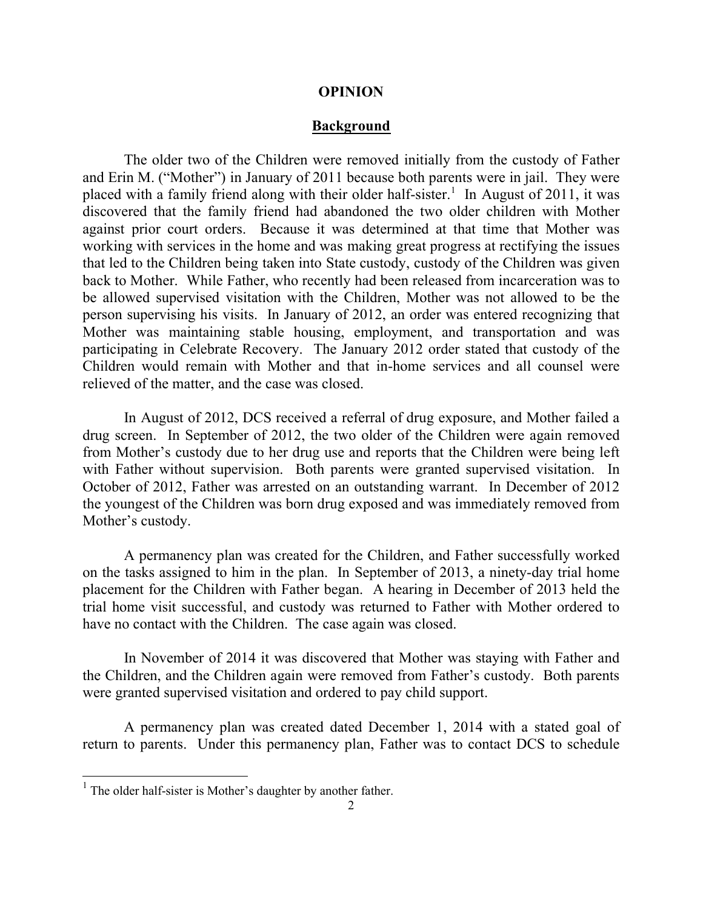## OPINION

### Background

The older two of the Children were removed initially from the custody of Father and Erin M. ("Mother") in January of 2011 because both parents were in jail. They were placed with a family friend along with their older half-sister.[1] In August of 2011, it was discovered that the family friend had abandoned the two older children with Mother against prior court orders. Because it was determined at that time that Mother was working with services in the home and was making great progress at rectifying the issues that led to the Children being taken into State custody, custody of the Children was given back to Mother. While Father, who recently had been released from incarceration was to be allowed supervised visitation with the Children, Mother was not allowed to be the person supervising his visits. In January of 2012, an order was entered recognizing that Mother was maintaining stable housing, employment, and transportation and was participating in Celebrate Recovery. The January 2012 order stated that custody of the Children would remain with Mother and that in-home services and all counsel were relieved of the matter, and the case was closed.

In August of 2012, DCS received a referral of drug exposure, and Mother failed a drug screen. In September of 2012, the two older of the Children were again removed from Mother's custody due to her drug use and reports that the Children were being left with Father without supervision. Both parents were granted supervised visitation. In October of 2012, Father was arrested on an outstanding warrant. In December of 2012 the youngest of the Children was born drug exposed and was immediately removed from Mother's custody.

A permanency plan was created for the Children, and Father successfully worked on the tasks assigned to him in the plan. In September of 2013, a ninety-day trial home placement for the Children with Father began. A hearing in December of 2013 held the trial home visit successful, and custody was returned to Father with Mother ordered to have no contact with the Children. The case again was closed.

In November of 2014 it was discovered that Mother was staying with Father and the Children, and the Children again were removed from Father's custody. Both parents were granted supervised visitation and ordered to pay child support.

A permanency plan was created dated December 1, 2014 with a stated goal of return to parents. Under this permanency plan, Father was to contact DCS to schedule

[1] The older half-sister is Mother's daughter by another father.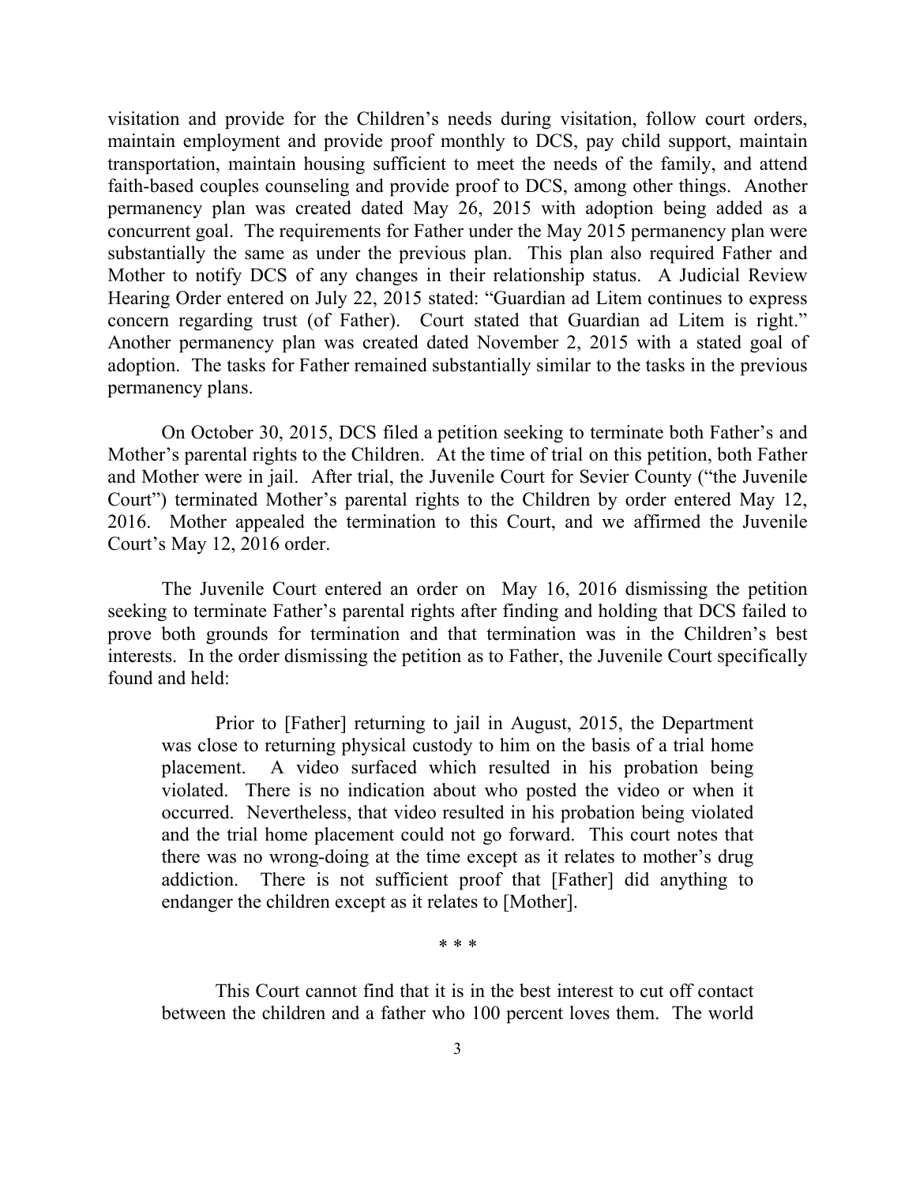visitation and provide for the Children's needs during visitation, follow court orders, maintain employment and provide proof monthly to DCS, pay child support, maintain transportation, maintain housing sufficient to meet the needs of the family, and attend faith-based couples counseling and provide proof to DCS, among other things. Another permanency plan was created dated May 26, 2015 with adoption being added as a concurrent goal. The requirements for Father under the May 2015 permanency plan were substantially the same as under the previous plan. This plan also required Father and Mother to notify DCS of any changes in their relationship status. A Judicial Review Hearing Order entered on July 22, 2015 stated: "Guardian ad Litem continues to express concern regarding trust (of Father). Court stated that Guardian ad Litem is right." Another permanency plan was created dated November 2, 2015 with a stated goal of adoption. The tasks for Father remained substantially similar to the tasks in the previous permanency plans.

On October 30, 2015, DCS filed a petition seeking to terminate both Father's and Mother's parental rights to the Children. At the time of trial on this petition, both Father and Mother were in jail. After trial, the Juvenile Court for Sevier County ("the Juvenile Court") terminated Mother's parental rights to the Children by order entered May 12, 2016. Mother appealed the termination to this Court, and we affirmed the Juvenile Court's May 12, 2016 order.

The Juvenile Court entered an order on May 16, 2016 dismissing the petition seeking to terminate Father's parental rights after finding and holding that DCS failed to prove both grounds for termination and that termination was in the Children's best interests. In the order dismissing the petition as to Father, the Juvenile Court specifically found and held:

> Prior to [Father] returning to jail in August, 2015, the Department was close to returning physical custody to him on the basis of a trial home placement. A video surfaced which resulted in his probation being violated. There is no indication about who posted the video or when it occurred. Nevertheless, that video resulted in his probation being violated and the trial home placement could not go forward. This court notes that there was no wrong-doing at the time except as it relates to mother's drug addiction. There is not sufficient proof that [Father] did anything to endanger the children except as it relates to [Mother].
>
> \* \* \*
>
> This Court cannot find that it is in the best interest to cut off contact between the children and a father who 100 percent loves them. The world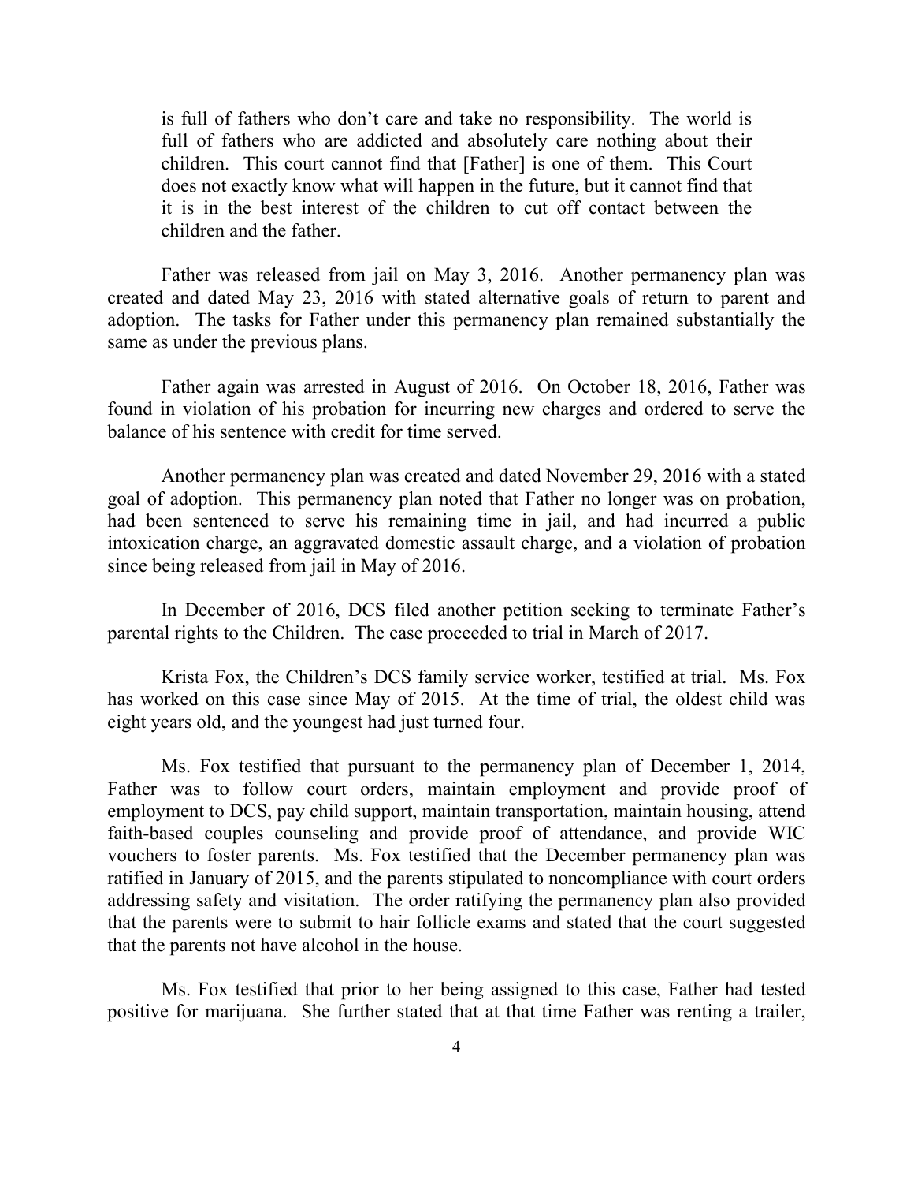> is full of fathers who don't care and take no responsibility. The world is full of fathers who are addicted and absolutely care nothing about their children. This court cannot find that [Father] is one of them. This Court does not exactly know what will happen in the future, but it cannot find that it is in the best interest of the children to cut off contact between the children and the father.

Father was released from jail on May 3, 2016. Another permanency plan was created and dated May 23, 2016 with stated alternative goals of return to parent and adoption. The tasks for Father under this permanency plan remained substantially the same as under the previous plans.

Father again was arrested in August of 2016. On October 18, 2016, Father was found in violation of his probation for incurring new charges and ordered to serve the balance of his sentence with credit for time served.

Another permanency plan was created and dated November 29, 2016 with a stated goal of adoption. This permanency plan noted that Father no longer was on probation, had been sentenced to serve his remaining time in jail, and had incurred a public intoxication charge, an aggravated domestic assault charge, and a violation of probation since being released from jail in May of 2016.

In December of 2016, DCS filed another petition seeking to terminate Father's parental rights to the Children. The case proceeded to trial in March of 2017.

Krista Fox, the Children's DCS family service worker, testified at trial. Ms. Fox has worked on this case since May of 2015. At the time of trial, the oldest child was eight years old, and the youngest had just turned four.

Ms. Fox testified that pursuant to the permanency plan of December 1, 2014, Father was to follow court orders, maintain employment and provide proof of employment to DCS, pay child support, maintain transportation, maintain housing, attend faith-based couples counseling and provide proof of attendance, and provide WIC vouchers to foster parents. Ms. Fox testified that the December permanency plan was ratified in January of 2015, and the parents stipulated to noncompliance with court orders addressing safety and visitation. The order ratifying the permanency plan also provided that the parents were to submit to hair follicle exams and stated that the court suggested that the parents not have alcohol in the house.

Ms. Fox testified that prior to her being assigned to this case, Father had tested positive for marijuana. She further stated that at that time Father was renting a trailer,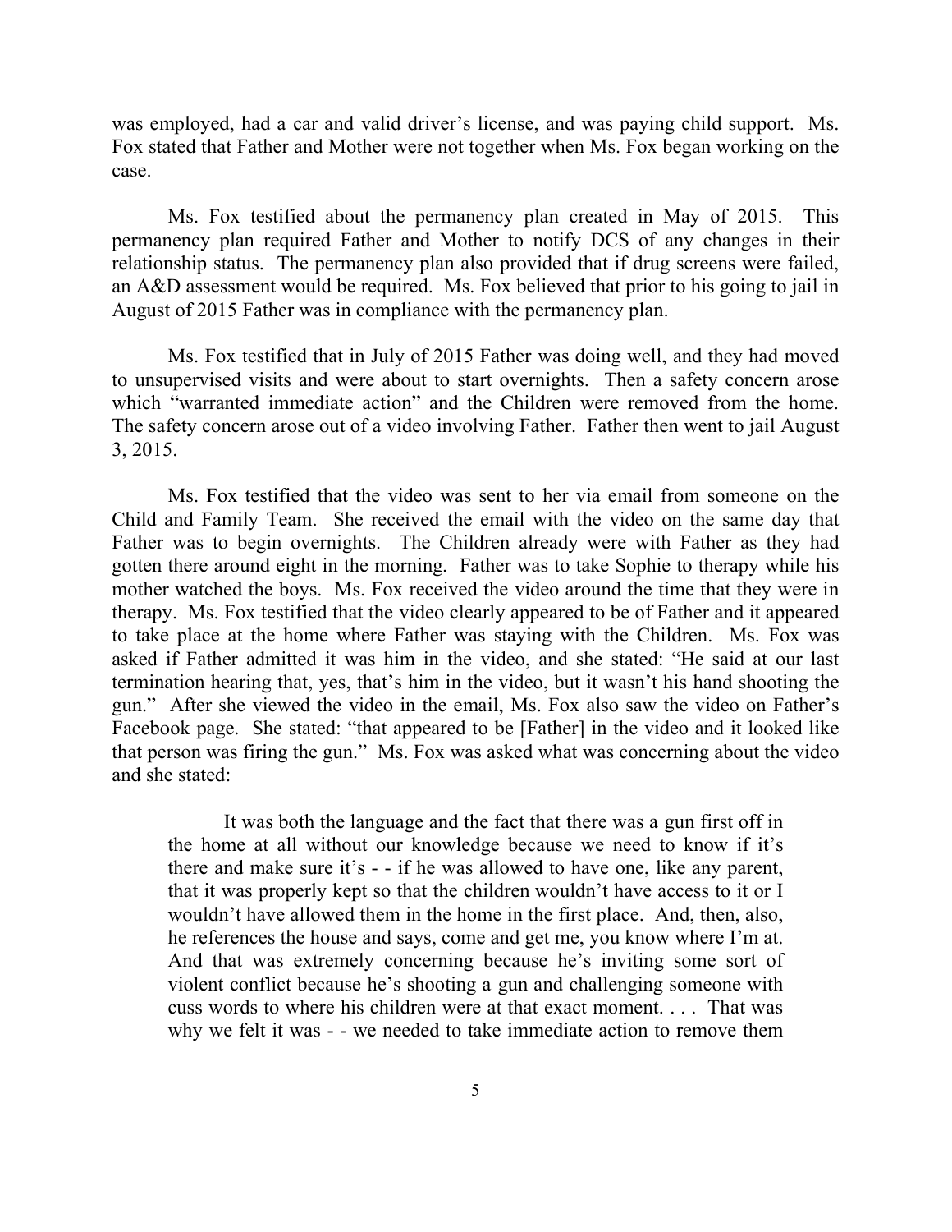was employed, had a car and valid driver's license, and was paying child support. Ms. Fox stated that Father and Mother were not together when Ms. Fox began working on the case.

Ms. Fox testified about the permanency plan created in May of 2015. This permanency plan required Father and Mother to notify DCS of any changes in their relationship status. The permanency plan also provided that if drug screens were failed, an A&D assessment would be required. Ms. Fox believed that prior to his going to jail in August of 2015 Father was in compliance with the permanency plan.

Ms. Fox testified that in July of 2015 Father was doing well, and they had moved to unsupervised visits and were about to start overnights. Then a safety concern arose which "warranted immediate action" and the Children were removed from the home. The safety concern arose out of a video involving Father. Father then went to jail August 3, 2015.

Ms. Fox testified that the video was sent to her via email from someone on the Child and Family Team. She received the email with the video on the same day that Father was to begin overnights. The Children already were with Father as they had gotten there around eight in the morning. Father was to take Sophie to therapy while his mother watched the boys. Ms. Fox received the video around the time that they were in therapy. Ms. Fox testified that the video clearly appeared to be of Father and it appeared to take place at the home where Father was staying with the Children. Ms. Fox was asked if Father admitted it was him in the video, and she stated: "He said at our last termination hearing that, yes, that's him in the video, but it wasn't his hand shooting the gun." After she viewed the video in the email, Ms. Fox also saw the video on Father's Facebook page. She stated: "that appeared to be [Father] in the video and it looked like that person was firing the gun." Ms. Fox was asked what was concerning about the video and she stated:

> It was both the language and the fact that there was a gun first off in the home at all without our knowledge because we need to know if it's there and make sure it's - - if he was allowed to have one, like any parent, that it was properly kept so that the children wouldn't have access to it or I wouldn't have allowed them in the home in the first place. And, then, also, he references the house and says, come and get me, you know where I'm at. And that was extremely concerning because he's inviting some sort of violent conflict because he's shooting a gun and challenging someone with cuss words to where his children were at that exact moment. . . . That was why we felt it was - - we needed to take immediate action to remove them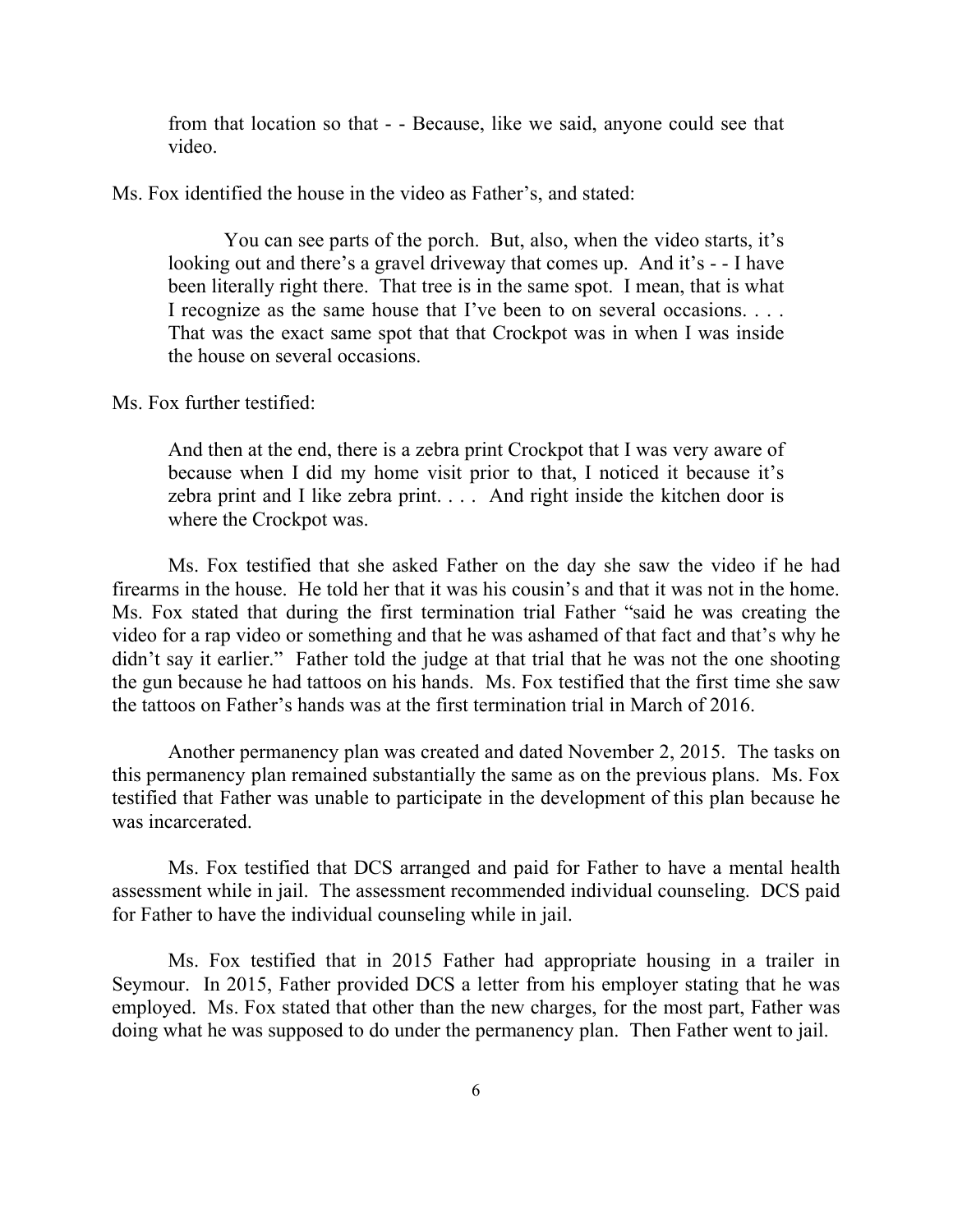from that location so that - - Because, like we said, anyone could see that video.

Ms. Fox identified the house in the video as Father's, and stated:

> You can see parts of the porch. But, also, when the video starts, it's looking out and there's a gravel driveway that comes up. And it's - - I have been literally right there. That tree is in the same spot. I mean, that is what I recognize as the same house that I've been to on several occasions. . . . That was the exact same spot that that Crockpot was in when I was inside the house on several occasions.

Ms. Fox further testified:

> And then at the end, there is a zebra print Crockpot that I was very aware of because when I did my home visit prior to that, I noticed it because it's zebra print and I like zebra print. . . . And right inside the kitchen door is where the Crockpot was.

Ms. Fox testified that she asked Father on the day she saw the video if he had firearms in the house. He told her that it was his cousin's and that it was not in the home. Ms. Fox stated that during the first termination trial Father "said he was creating the video for a rap video or something and that he was ashamed of that fact and that's why he didn't say it earlier." Father told the judge at that trial that he was not the one shooting the gun because he had tattoos on his hands. Ms. Fox testified that the first time she saw the tattoos on Father's hands was at the first termination trial in March of 2016.

Another permanency plan was created and dated November 2, 2015. The tasks on this permanency plan remained substantially the same as on the previous plans. Ms. Fox testified that Father was unable to participate in the development of this plan because he was incarcerated.

Ms. Fox testified that DCS arranged and paid for Father to have a mental health assessment while in jail. The assessment recommended individual counseling. DCS paid for Father to have the individual counseling while in jail.

Ms. Fox testified that in 2015 Father had appropriate housing in a trailer in Seymour. In 2015, Father provided DCS a letter from his employer stating that he was employed. Ms. Fox stated that other than the new charges, for the most part, Father was doing what he was supposed to do under the permanency plan. Then Father went to jail.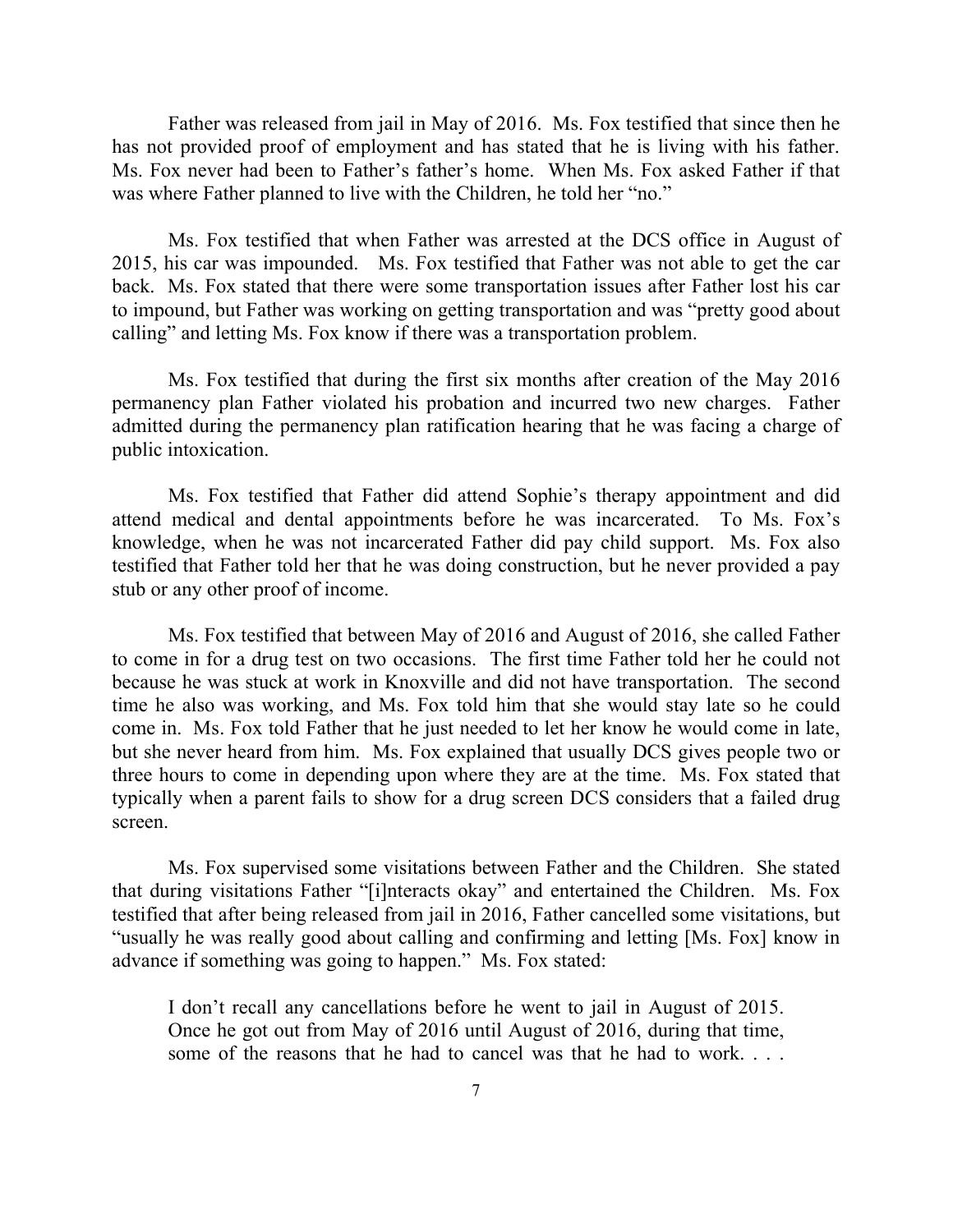Father was released from jail in May of 2016. Ms. Fox testified that since then he has not provided proof of employment and has stated that he is living with his father. Ms. Fox never had been to Father's father's home. When Ms. Fox asked Father if that was where Father planned to live with the Children, he told her "no."

Ms. Fox testified that when Father was arrested at the DCS office in August of 2015, his car was impounded. Ms. Fox testified that Father was not able to get the car back. Ms. Fox stated that there were some transportation issues after Father lost his car to impound, but Father was working on getting transportation and was "pretty good about calling" and letting Ms. Fox know if there was a transportation problem.

Ms. Fox testified that during the first six months after creation of the May 2016 permanency plan Father violated his probation and incurred two new charges. Father admitted during the permanency plan ratification hearing that he was facing a charge of public intoxication.

Ms. Fox testified that Father did attend Sophie's therapy appointment and did attend medical and dental appointments before he was incarcerated. To Ms. Fox's knowledge, when he was not incarcerated Father did pay child support. Ms. Fox also testified that Father told her that he was doing construction, but he never provided a pay stub or any other proof of income.

Ms. Fox testified that between May of 2016 and August of 2016, she called Father to come in for a drug test on two occasions. The first time Father told her he could not because he was stuck at work in Knoxville and did not have transportation. The second time he also was working, and Ms. Fox told him that she would stay late so he could come in. Ms. Fox told Father that he just needed to let her know he would come in late, but she never heard from him. Ms. Fox explained that usually DCS gives people two or three hours to come in depending upon where they are at the time. Ms. Fox stated that typically when a parent fails to show for a drug screen DCS considers that a failed drug screen.

Ms. Fox supervised some visitations between Father and the Children. She stated that during visitations Father "[i]nteracts okay" and entertained the Children. Ms. Fox testified that after being released from jail in 2016, Father cancelled some visitations, but "usually he was really good about calling and confirming and letting [Ms. Fox] know in advance if something was going to happen." Ms. Fox stated:

> I don't recall any cancellations before he went to jail in August of 2015. Once he got out from May of 2016 until August of 2016, during that time, some of the reasons that he had to cancel was that he had to work. . . .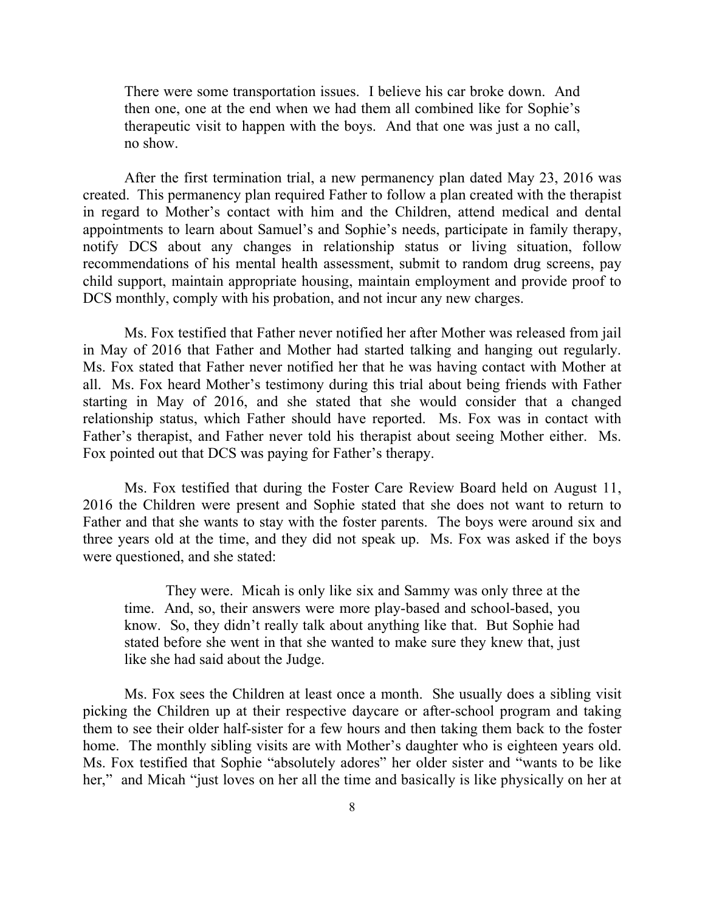> There were some transportation issues. I believe his car broke down. And then one, one at the end when we had them all combined like for Sophie's therapeutic visit to happen with the boys. And that one was just a no call, no show.

After the first termination trial, a new permanency plan dated May 23, 2016 was created. This permanency plan required Father to follow a plan created with the therapist in regard to Mother's contact with him and the Children, attend medical and dental appointments to learn about Samuel's and Sophie's needs, participate in family therapy, notify DCS about any changes in relationship status or living situation, follow recommendations of his mental health assessment, submit to random drug screens, pay child support, maintain appropriate housing, maintain employment and provide proof to DCS monthly, comply with his probation, and not incur any new charges.

Ms. Fox testified that Father never notified her after Mother was released from jail in May of 2016 that Father and Mother had started talking and hanging out regularly. Ms. Fox stated that Father never notified her that he was having contact with Mother at all. Ms. Fox heard Mother's testimony during this trial about being friends with Father starting in May of 2016, and she stated that she would consider that a changed relationship status, which Father should have reported. Ms. Fox was in contact with Father's therapist, and Father never told his therapist about seeing Mother either. Ms. Fox pointed out that DCS was paying for Father's therapy.

Ms. Fox testified that during the Foster Care Review Board held on August 11, 2016 the Children were present and Sophie stated that she does not want to return to Father and that she wants to stay with the foster parents. The boys were around six and three years old at the time, and they did not speak up. Ms. Fox was asked if the boys were questioned, and she stated:

> They were. Micah is only like six and Sammy was only three at the time. And, so, their answers were more play-based and school-based, you know. So, they didn't really talk about anything like that. But Sophie had stated before she went in that she wanted to make sure they knew that, just like she had said about the Judge.

Ms. Fox sees the Children at least once a month. She usually does a sibling visit picking the Children up at their respective daycare or after-school program and taking them to see their older half-sister for a few hours and then taking them back to the foster home. The monthly sibling visits are with Mother's daughter who is eighteen years old. Ms. Fox testified that Sophie "absolutely adores" her older sister and "wants to be like her," and Micah "just loves on her all the time and basically is like physically on her at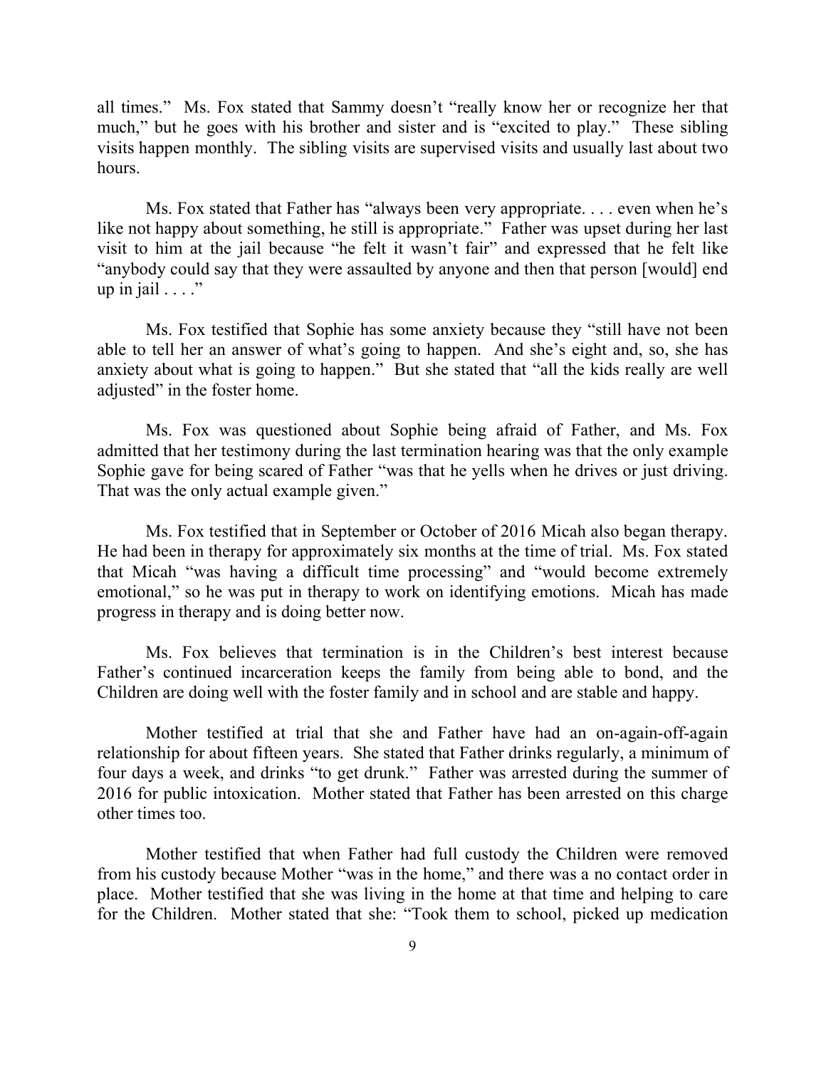all times." Ms. Fox stated that Sammy doesn't "really know her or recognize her that much," but he goes with his brother and sister and is "excited to play." These sibling visits happen monthly. The sibling visits are supervised visits and usually last about two hours.

Ms. Fox stated that Father has "always been very appropriate. . . . even when he's like not happy about something, he still is appropriate." Father was upset during her last visit to him at the jail because "he felt it wasn't fair" and expressed that he felt like "anybody could say that they were assaulted by anyone and then that person [would] end up in jail . . . ."

Ms. Fox testified that Sophie has some anxiety because they "still have not been able to tell her an answer of what's going to happen. And she's eight and, so, she has anxiety about what is going to happen." But she stated that "all the kids really are well adjusted" in the foster home.

Ms. Fox was questioned about Sophie being afraid of Father, and Ms. Fox admitted that her testimony during the last termination hearing was that the only example Sophie gave for being scared of Father "was that he yells when he drives or just driving. That was the only actual example given."

Ms. Fox testified that in September or October of 2016 Micah also began therapy. He had been in therapy for approximately six months at the time of trial. Ms. Fox stated that Micah "was having a difficult time processing" and "would become extremely emotional," so he was put in therapy to work on identifying emotions. Micah has made progress in therapy and is doing better now.

Ms. Fox believes that termination is in the Children's best interest because Father's continued incarceration keeps the family from being able to bond, and the Children are doing well with the foster family and in school and are stable and happy.

Mother testified at trial that she and Father have had an on-again-off-again relationship for about fifteen years. She stated that Father drinks regularly, a minimum of four days a week, and drinks "to get drunk." Father was arrested during the summer of 2016 for public intoxication. Mother stated that Father has been arrested on this charge other times too.

Mother testified that when Father had full custody the Children were removed from his custody because Mother "was in the home," and there was a no contact order in place. Mother testified that she was living in the home at that time and helping to care for the Children. Mother stated that she: "Took them to school, picked up medication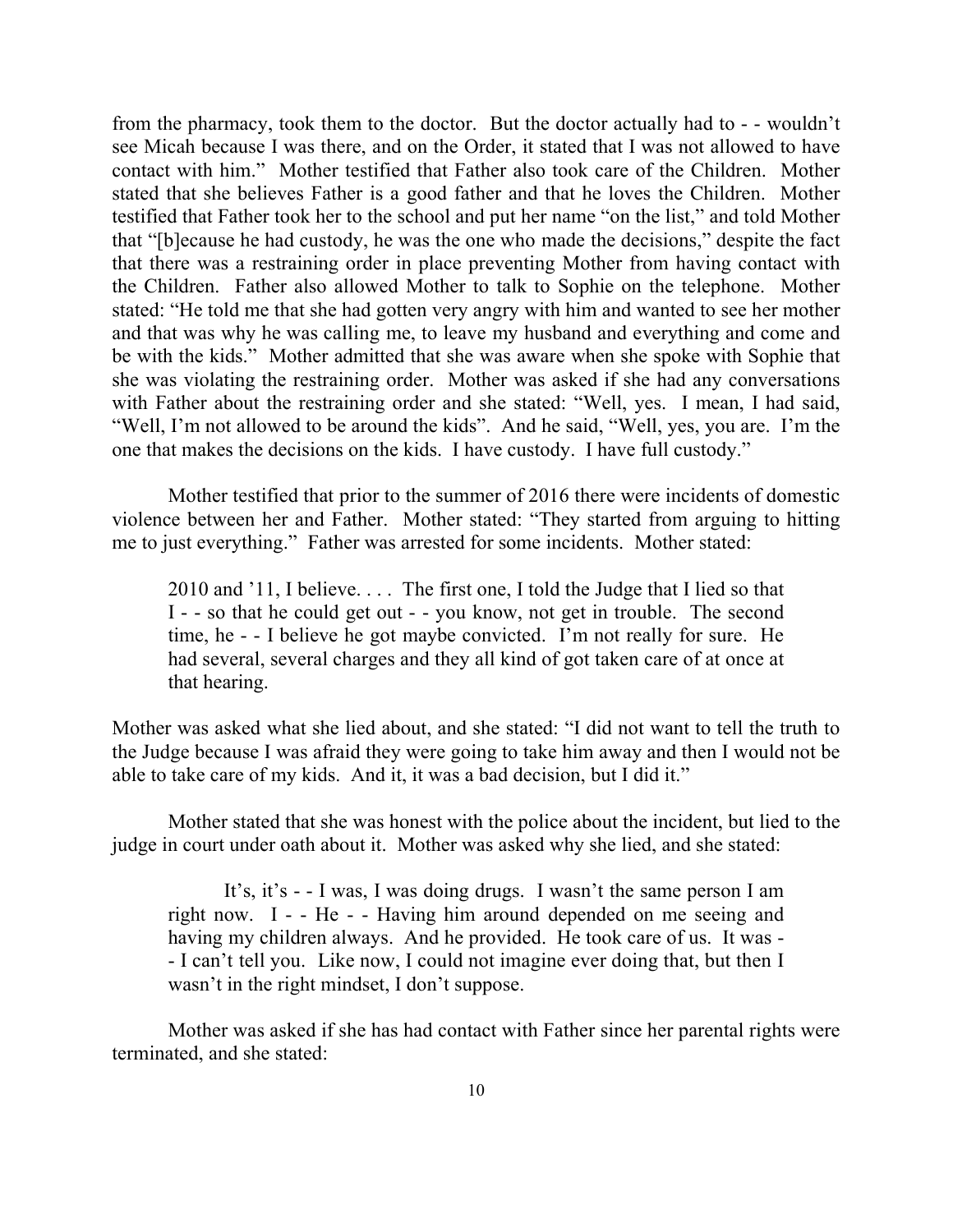from the pharmacy, took them to the doctor. But the doctor actually had to - - wouldn't see Micah because I was there, and on the Order, it stated that I was not allowed to have contact with him." Mother testified that Father also took care of the Children. Mother stated that she believes Father is a good father and that he loves the Children. Mother testified that Father took her to the school and put her name "on the list," and told Mother that "[b]ecause he had custody, he was the one who made the decisions," despite the fact that there was a restraining order in place preventing Mother from having contact with the Children. Father also allowed Mother to talk to Sophie on the telephone. Mother stated: "He told me that she had gotten very angry with him and wanted to see her mother and that was why he was calling me, to leave my husband and everything and come and be with the kids." Mother admitted that she was aware when she spoke with Sophie that she was violating the restraining order. Mother was asked if she had any conversations with Father about the restraining order and she stated: "Well, yes. I mean, I had said, "Well, I'm not allowed to be around the kids". And he said, "Well, yes, you are. I'm the one that makes the decisions on the kids. I have custody. I have full custody."

Mother testified that prior to the summer of 2016 there were incidents of domestic violence between her and Father. Mother stated: "They started from arguing to hitting me to just everything." Father was arrested for some incidents. Mother stated:

> 2010 and '11, I believe. . . . The first one, I told the Judge that I lied so that I - - so that he could get out - - you know, not get in trouble. The second time, he - - I believe he got maybe convicted. I'm not really for sure. He had several, several charges and they all kind of got taken care of at once at that hearing.

Mother was asked what she lied about, and she stated: "I did not want to tell the truth to the Judge because I was afraid they were going to take him away and then I would not be able to take care of my kids. And it, it was a bad decision, but I did it."

Mother stated that she was honest with the police about the incident, but lied to the judge in court under oath about it. Mother was asked why she lied, and she stated:

> It's, it's - - I was, I was doing drugs. I wasn't the same person I am right now. I - - He - - Having him around depended on me seeing and having my children always. And he provided. He took care of us. It was - - I can't tell you. Like now, I could not imagine ever doing that, but then I wasn't in the right mindset, I don't suppose.

Mother was asked if she has had contact with Father since her parental rights were terminated, and she stated: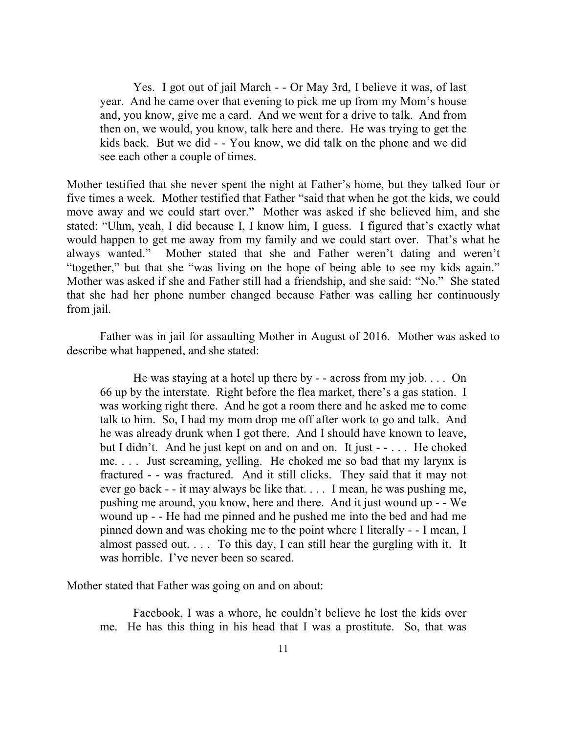> Yes. I got out of jail March - - Or May 3rd, I believe it was, of last year. And he came over that evening to pick me up from my Mom's house and, you know, give me a card. And we went for a drive to talk. And from then on, we would, you know, talk here and there. He was trying to get the kids back. But we did - - You know, we did talk on the phone and we did see each other a couple of times.

Mother testified that she never spent the night at Father's home, but they talked four or five times a week. Mother testified that Father "said that when he got the kids, we could move away and we could start over." Mother was asked if she believed him, and she stated: "Uhm, yeah, I did because I, I know him, I guess. I figured that's exactly what would happen to get me away from my family and we could start over. That's what he always wanted." Mother stated that she and Father weren't dating and weren't "together," but that she "was living on the hope of being able to see my kids again." Mother was asked if she and Father still had a friendship, and she said: "No." She stated that she had her phone number changed because Father was calling her continuously from jail.

Father was in jail for assaulting Mother in August of 2016. Mother was asked to describe what happened, and she stated:

> He was staying at a hotel up there by - - across from my job. . . . On 66 up by the interstate. Right before the flea market, there's a gas station. I was working right there. And he got a room there and he asked me to come talk to him. So, I had my mom drop me off after work to go and talk. And he was already drunk when I got there. And I should have known to leave, but I didn't. And he just kept on and on and on. It just - - . . . . He choked me. . . . Just screaming, yelling. He choked me so bad that my larynx is fractured - - was fractured. And it still clicks. They said that it may not ever go back - - it may always be like that. . . . I mean, he was pushing me, pushing me around, you know, here and there. And it just wound up - - We wound up - - He had me pinned and he pushed me into the bed and had me pinned down and was choking me to the point where I literally - - I mean, I almost passed out. . . . To this day, I can still hear the gurgling with it. It was horrible. I've never been so scared.

Mother stated that Father was going on and on about:

> Facebook, I was a whore, he couldn't believe he lost the kids over me. He has this thing in his head that I was a prostitute. So, that was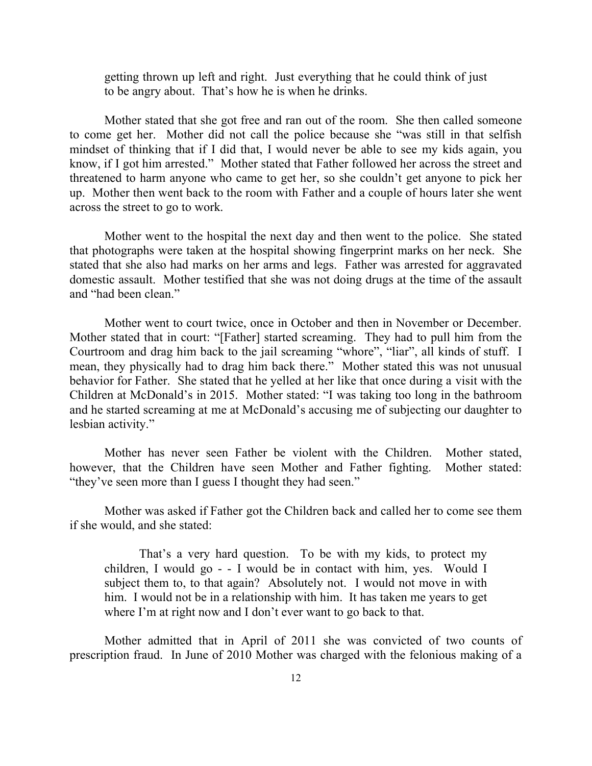> getting thrown up left and right. Just everything that he could think of just to be angry about. That's how he is when he drinks.

Mother stated that she got free and ran out of the room. She then called someone to come get her. Mother did not call the police because she "was still in that selfish mindset of thinking that if I did that, I would never be able to see my kids again, you know, if I got him arrested." Mother stated that Father followed her across the street and threatened to harm anyone who came to get her, so she couldn't get anyone to pick her up. Mother then went back to the room with Father and a couple of hours later she went across the street to go to work.

Mother went to the hospital the next day and then went to the police. She stated that photographs were taken at the hospital showing fingerprint marks on her neck. She stated that she also had marks on her arms and legs. Father was arrested for aggravated domestic assault. Mother testified that she was not doing drugs at the time of the assault and "had been clean."

Mother went to court twice, once in October and then in November or December. Mother stated that in court: "[Father] started screaming. They had to pull him from the Courtroom and drag him back to the jail screaming "whore", "liar", all kinds of stuff. I mean, they physically had to drag him back there." Mother stated this was not unusual behavior for Father. She stated that he yelled at her like that once during a visit with the Children at McDonald's in 2015. Mother stated: "I was taking too long in the bathroom and he started screaming at me at McDonald's accusing me of subjecting our daughter to lesbian activity."

Mother has never seen Father be violent with the Children. Mother stated, however, that the Children have seen Mother and Father fighting. Mother stated: "they've seen more than I guess I thought they had seen."

Mother was asked if Father got the Children back and called her to come see them if she would, and she stated:

> That's a very hard question. To be with my kids, to protect my children, I would go - - I would be in contact with him, yes. Would I subject them to, to that again? Absolutely not. I would not move in with him. I would not be in a relationship with him. It has taken me years to get where I'm at right now and I don't ever want to go back to that.

Mother admitted that in April of 2011 she was convicted of two counts of prescription fraud. In June of 2010 Mother was charged with the felonious making of a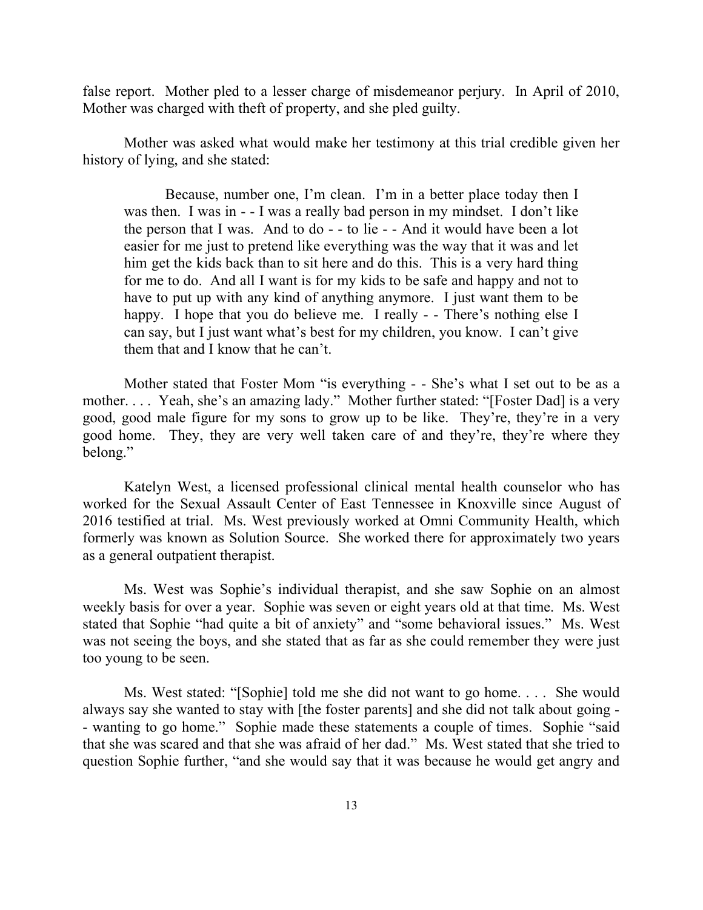false report. Mother pled to a lesser charge of misdemeanor perjury. In April of 2010, Mother was charged with theft of property, and she pled guilty.

Mother was asked what would make her testimony at this trial credible given her history of lying, and she stated:

> Because, number one, I'm clean. I'm in a better place today then I was then. I was in - - I was a really bad person in my mindset. I don't like the person that I was. And to do - - to lie - - And it would have been a lot easier for me just to pretend like everything was the way that it was and let him get the kids back than to sit here and do this. This is a very hard thing for me to do. And all I want is for my kids to be safe and happy and not to have to put up with any kind of anything anymore. I just want them to be happy. I hope that you do believe me. I really - - There's nothing else I can say, but I just want what's best for my children, you know. I can't give them that and I know that he can't.

Mother stated that Foster Mom "is everything - - She's what I set out to be as a mother. . . . Yeah, she's an amazing lady." Mother further stated: "[Foster Dad] is a very good, good male figure for my sons to grow up to be like. They're, they're in a very good home. They, they are very well taken care of and they're, they're where they belong."

Katelyn West, a licensed professional clinical mental health counselor who has worked for the Sexual Assault Center of East Tennessee in Knoxville since August of 2016 testified at trial. Ms. West previously worked at Omni Community Health, which formerly was known as Solution Source. She worked there for approximately two years as a general outpatient therapist.

Ms. West was Sophie's individual therapist, and she saw Sophie on an almost weekly basis for over a year. Sophie was seven or eight years old at that time. Ms. West stated that Sophie "had quite a bit of anxiety" and "some behavioral issues." Ms. West was not seeing the boys, and she stated that as far as she could remember they were just too young to be seen.

Ms. West stated: "[Sophie] told me she did not want to go home. . . . She would always say she wanted to stay with [the foster parents] and she did not talk about going - - wanting to go home." Sophie made these statements a couple of times. Sophie "said that she was scared and that she was afraid of her dad." Ms. West stated that she tried to question Sophie further, "and she would say that it was because he would get angry and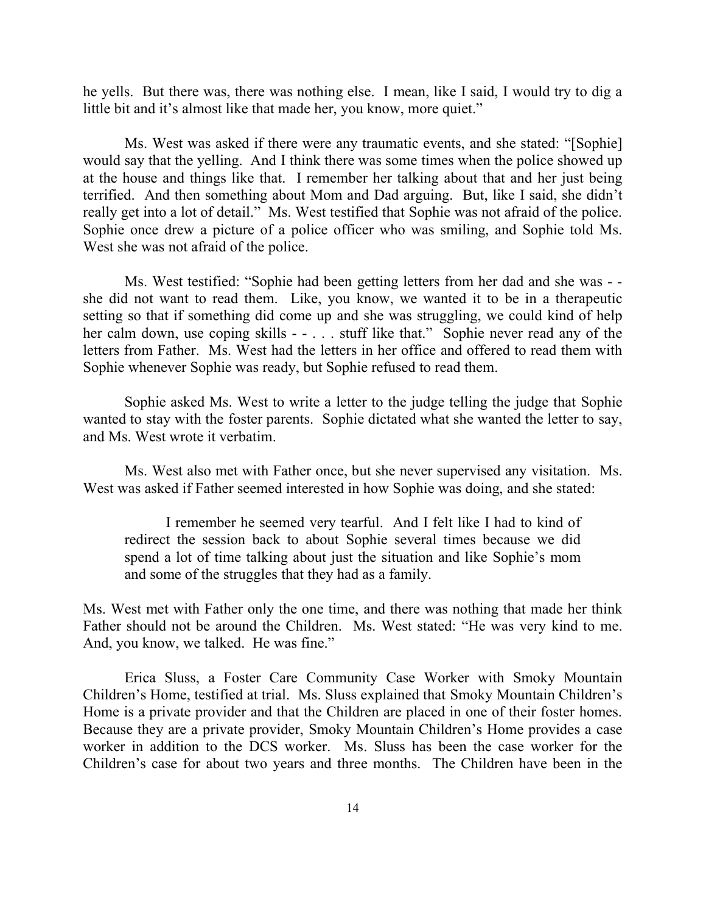he yells. But there was, there was nothing else. I mean, like I said, I would try to dig a little bit and it's almost like that made her, you know, more quiet."

Ms. West was asked if there were any traumatic events, and she stated: "[Sophie] would say that the yelling. And I think there was some times when the police showed up at the house and things like that. I remember her talking about that and her just being terrified. And then something about Mom and Dad arguing. But, like I said, she didn't really get into a lot of detail." Ms. West testified that Sophie was not afraid of the police. Sophie once drew a picture of a police officer who was smiling, and Sophie told Ms. West she was not afraid of the police.

Ms. West testified: "Sophie had been getting letters from her dad and she was - - she did not want to read them. Like, you know, we wanted it to be in a therapeutic setting so that if something did come up and she was struggling, we could kind of help her calm down, use coping skills - - . . . . stuff like that." Sophie never read any of the letters from Father. Ms. West had the letters in her office and offered to read them with Sophie whenever Sophie was ready, but Sophie refused to read them.

Sophie asked Ms. West to write a letter to the judge telling the judge that Sophie wanted to stay with the foster parents. Sophie dictated what she wanted the letter to say, and Ms. West wrote it verbatim.

Ms. West also met with Father once, but she never supervised any visitation. Ms. West was asked if Father seemed interested in how Sophie was doing, and she stated:

> I remember he seemed very tearful. And I felt like I had to kind of redirect the session back to about Sophie several times because we did spend a lot of time talking about just the situation and like Sophie's mom and some of the struggles that they had as a family.

Ms. West met with Father only the one time, and there was nothing that made her think Father should not be around the Children. Ms. West stated: "He was very kind to me. And, you know, we talked. He was fine."

Erica Sluss, a Foster Care Community Case Worker with Smoky Mountain Children's Home, testified at trial. Ms. Sluss explained that Smoky Mountain Children's Home is a private provider and that the Children are placed in one of their foster homes. Because they are a private provider, Smoky Mountain Children's Home provides a case worker in addition to the DCS worker. Ms. Sluss has been the case worker for the Children's case for about two years and three months. The Children have been in the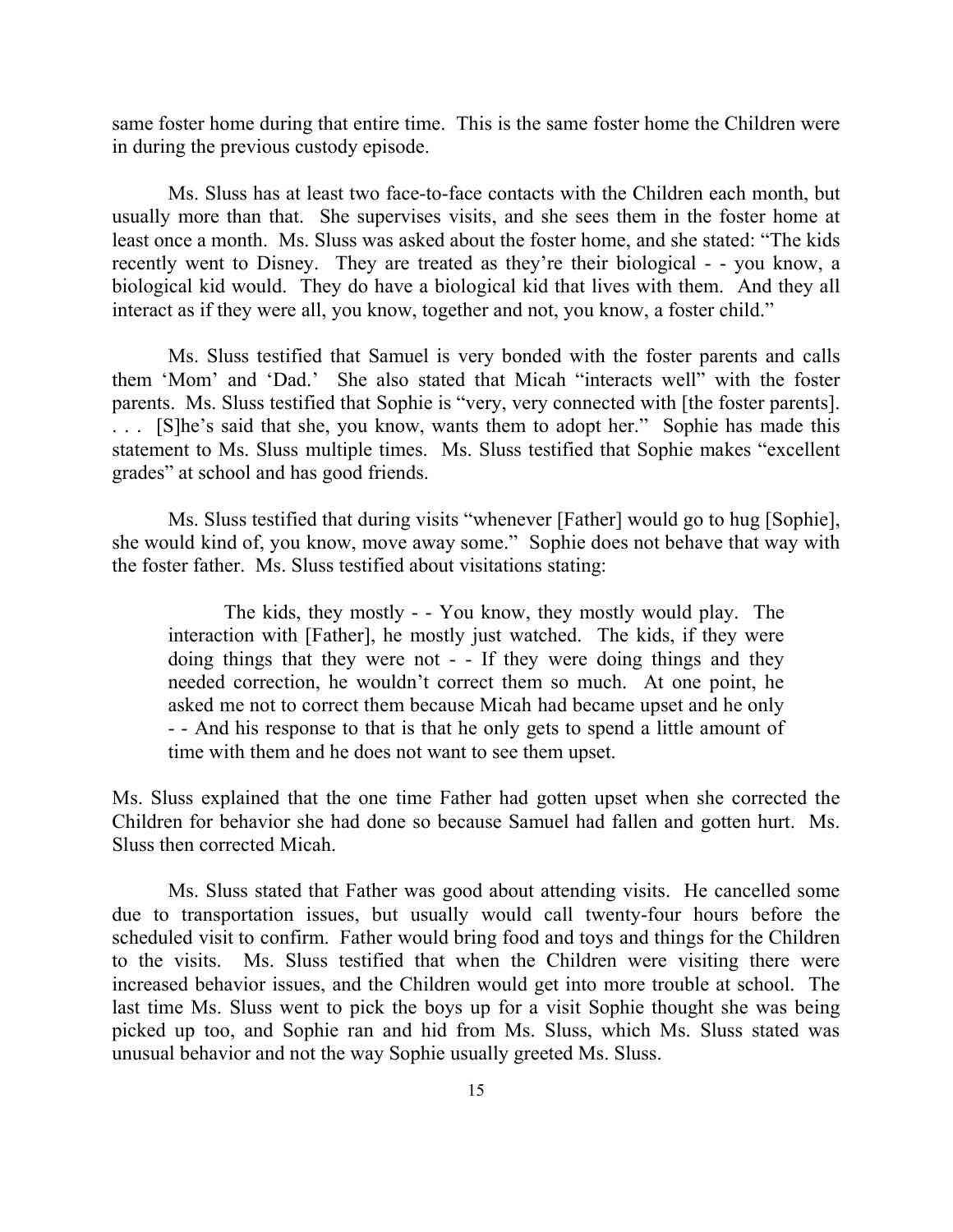same foster home during that entire time. This is the same foster home the Children were in during the previous custody episode.

Ms. Sluss has at least two face-to-face contacts with the Children each month, but usually more than that. She supervises visits, and she sees them in the foster home at least once a month. Ms. Sluss was asked about the foster home, and she stated: "The kids recently went to Disney. They are treated as they're their biological - - you know, a biological kid would. They do have a biological kid that lives with them. And they all interact as if they were all, you know, together and not, you know, a foster child."

Ms. Sluss testified that Samuel is very bonded with the foster parents and calls them 'Mom' and 'Dad.' She also stated that Micah "interacts well" with the foster parents. Ms. Sluss testified that Sophie is "very, very connected with [the foster parents]. . . . [S]he's said that she, you know, wants them to adopt her." Sophie has made this statement to Ms. Sluss multiple times. Ms. Sluss testified that Sophie makes "excellent grades" at school and has good friends.

Ms. Sluss testified that during visits "whenever [Father] would go to hug [Sophie], she would kind of, you know, move away some." Sophie does not behave that way with the foster father. Ms. Sluss testified about visitations stating:

> The kids, they mostly - - You know, they mostly would play. The interaction with [Father], he mostly just watched. The kids, if they were doing things that they were not - - If they were doing things and they needed correction, he wouldn't correct them so much. At one point, he asked me not to correct them because Micah had became upset and he only - - And his response to that is that he only gets to spend a little amount of time with them and he does not want to see them upset.

Ms. Sluss explained that the one time Father had gotten upset when she corrected the Children for behavior she had done so because Samuel had fallen and gotten hurt. Ms. Sluss then corrected Micah.

Ms. Sluss stated that Father was good about attending visits. He cancelled some due to transportation issues, but usually would call twenty-four hours before the scheduled visit to confirm. Father would bring food and toys and things for the Children to the visits. Ms. Sluss testified that when the Children were visiting there were increased behavior issues, and the Children would get into more trouble at school. The last time Ms. Sluss went to pick the boys up for a visit Sophie thought she was being picked up too, and Sophie ran and hid from Ms. Sluss, which Ms. Sluss stated was unusual behavior and not the way Sophie usually greeted Ms. Sluss.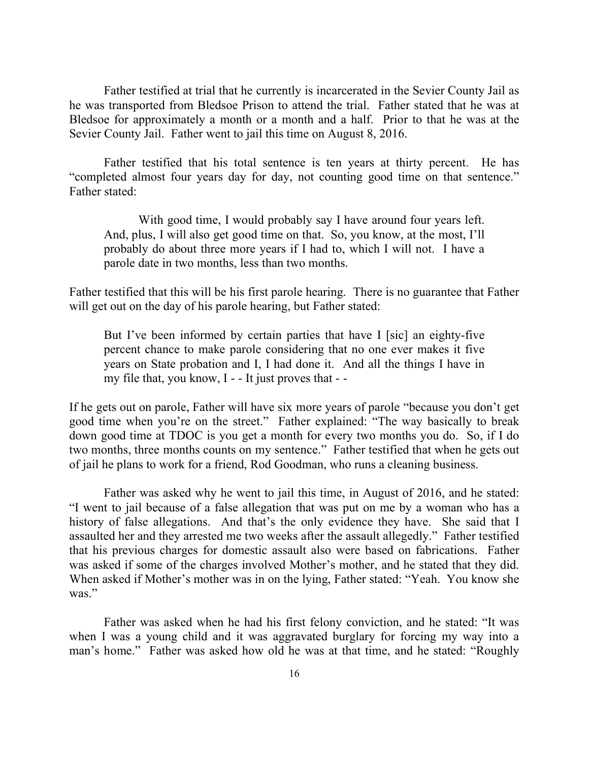Father testified at trial that he currently is incarcerated in the Sevier County Jail as he was transported from Bledsoe Prison to attend the trial. Father stated that he was at Bledsoe for approximately a month or a month and a half. Prior to that he was at the Sevier County Jail. Father went to jail this time on August 8, 2016.

Father testified that his total sentence is ten years at thirty percent. He has "completed almost four years day for day, not counting good time on that sentence." Father stated:

> With good time, I would probably say I have around four years left. And, plus, I will also get good time on that. So, you know, at the most, I'll probably do about three more years if I had to, which I will not. I have a parole date in two months, less than two months.

Father testified that this will be his first parole hearing. There is no guarantee that Father will get out on the day of his parole hearing, but Father stated:

> But I've been informed by certain parties that have I [sic] an eighty-five percent chance to make parole considering that no one ever makes it five years on State probation and I, I had done it. And all the things I have in my file that, you know, I - - It just proves that - -

If he gets out on parole, Father will have six more years of parole "because you don't get good time when you're on the street." Father explained: "The way basically to break down good time at TDOC is you get a month for every two months you do. So, if I do two months, three months counts on my sentence." Father testified that when he gets out of jail he plans to work for a friend, Rod Goodman, who runs a cleaning business.

Father was asked why he went to jail this time, in August of 2016, and he stated: "I went to jail because of a false allegation that was put on me by a woman who has a history of false allegations. And that's the only evidence they have. She said that I assaulted her and they arrested me two weeks after the assault allegedly." Father testified that his previous charges for domestic assault also were based on fabrications. Father was asked if some of the charges involved Mother's mother, and he stated that they did. When asked if Mother's mother was in on the lying, Father stated: "Yeah. You know she was."

Father was asked when he had his first felony conviction, and he stated: "It was when I was a young child and it was aggravated burglary for forcing my way into a man's home." Father was asked how old he was at that time, and he stated: "Roughly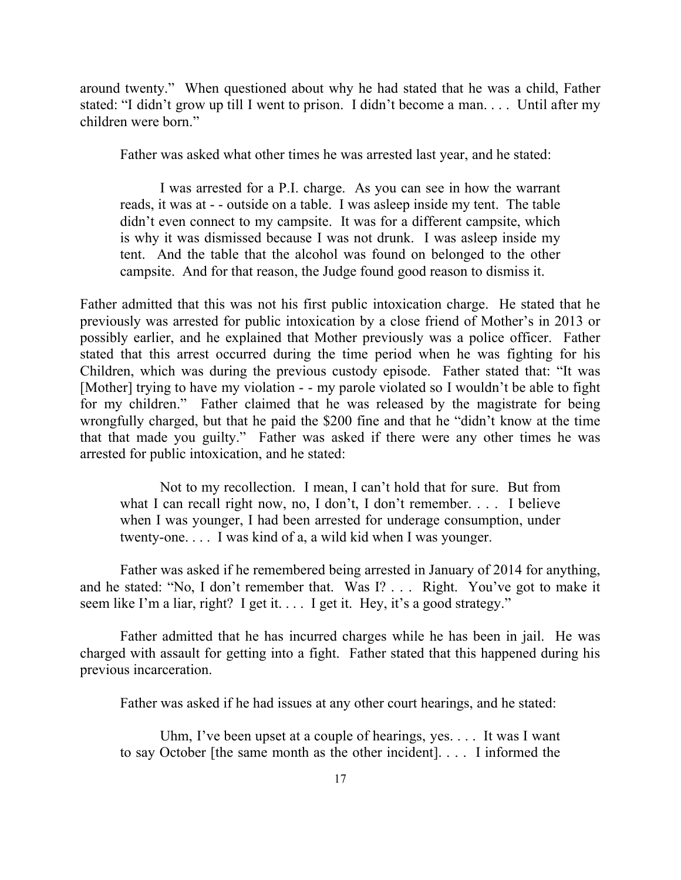around twenty." When questioned about why he had stated that he was a child, Father stated: "I didn't grow up till I went to prison. I didn't become a man. . . . Until after my children were born."

Father was asked what other times he was arrested last year, and he stated:

> I was arrested for a P.I. charge. As you can see in how the warrant reads, it was at - - outside on a table. I was asleep inside my tent. The table didn't even connect to my campsite. It was for a different campsite, which is why it was dismissed because I was not drunk. I was asleep inside my tent. And the table that the alcohol was found on belonged to the other campsite. And for that reason, the Judge found good reason to dismiss it.

Father admitted that this was not his first public intoxication charge. He stated that he previously was arrested for public intoxication by a close friend of Mother's in 2013 or possibly earlier, and he explained that Mother previously was a police officer. Father stated that this arrest occurred during the time period when he was fighting for his Children, which was during the previous custody episode. Father stated that: "It was [Mother] trying to have my violation - - my parole violated so I wouldn't be able to fight for my children." Father claimed that he was released by the magistrate for being wrongfully charged, but that he paid the $200 fine and that he "didn't know at the time that that made you guilty." Father was asked if there were any other times he was arrested for public intoxication, and he stated:

> Not to my recollection. I mean, I can't hold that for sure. But from what I can recall right now, no, I don't, I don't remember. . . . I believe when I was younger, I had been arrested for underage consumption, under twenty-one. . . . I was kind of a, a wild kid when I was younger.

Father was asked if he remembered being arrested in January of 2014 for anything, and he stated: "No, I don't remember that. Was I? . . . Right. You've got to make it seem like I'm a liar, right? I get it. . . . I get it. Hey, it's a good strategy."

Father admitted that he has incurred charges while he has been in jail. He was charged with assault for getting into a fight. Father stated that this happened during his previous incarceration.

Father was asked if he had issues at any other court hearings, and he stated:

> Uhm, I've been upset at a couple of hearings, yes. . . . It was I want to say October [the same month as the other incident]. . . . I informed the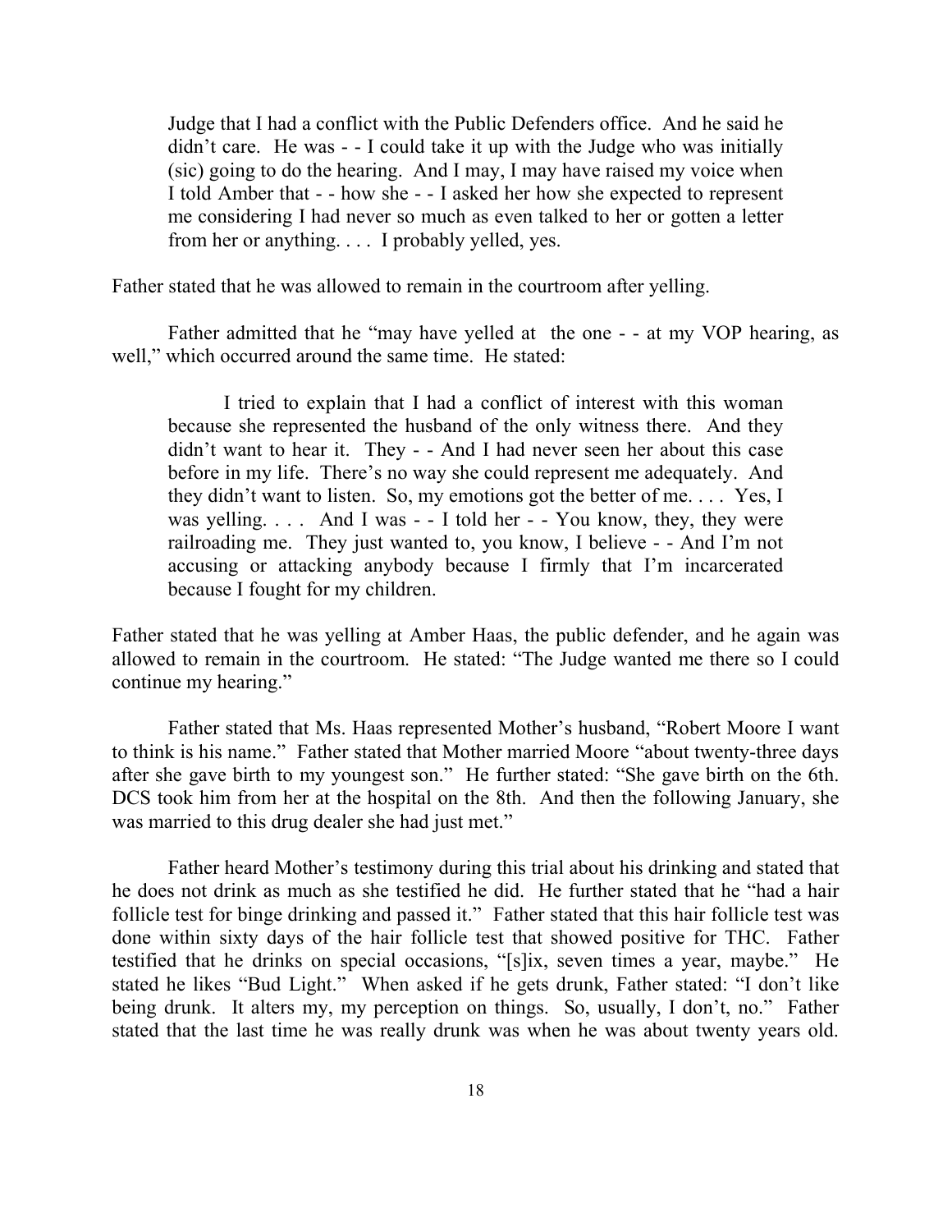Judge that I had a conflict with the Public Defenders office. And he said he didn't care. He was - - I could take it up with the Judge who was initially (sic) going to do the hearing. And I may, I may have raised my voice when I told Amber that - - how she - - I asked her how she expected to represent me considering I had never so much as even talked to her or gotten a letter from her or anything. . . . I probably yelled, yes.

Father stated that he was allowed to remain in the courtroom after yelling.

Father admitted that he "may have yelled at the one - - at my VOP hearing, as well," which occurred around the same time. He stated:

> I tried to explain that I had a conflict of interest with this woman because she represented the husband of the only witness there. And they didn't want to hear it. They - - And I had never seen her about this case before in my life. There's no way she could represent me adequately. And they didn't want to listen. So, my emotions got the better of me. . . . Yes, I was yelling. . . . And I was - - I told her - - You know, they, they were railroading me. They just wanted to, you know, I believe - - And I'm not accusing or attacking anybody because I firmly that I'm incarcerated because I fought for my children.

Father stated that he was yelling at Amber Haas, the public defender, and he again was allowed to remain in the courtroom. He stated: "The Judge wanted me there so I could continue my hearing."

Father stated that Ms. Haas represented Mother's husband, "Robert Moore I want to think is his name." Father stated that Mother married Moore "about twenty-three days after she gave birth to my youngest son." He further stated: "She gave birth on the 6th. DCS took him from her at the hospital on the 8th. And then the following January, she was married to this drug dealer she had just met."

Father heard Mother's testimony during this trial about his drinking and stated that he does not drink as much as she testified he did. He further stated that he "had a hair follicle test for binge drinking and passed it." Father stated that this hair follicle test was done within sixty days of the hair follicle test that showed positive for THC. Father testified that he drinks on special occasions, "[s]ix, seven times a year, maybe." He stated he likes "Bud Light." When asked if he gets drunk, Father stated: "I don't like being drunk. It alters my, my perception on things. So, usually, I don't, no." Father stated that the last time he was really drunk was when he was about twenty years old.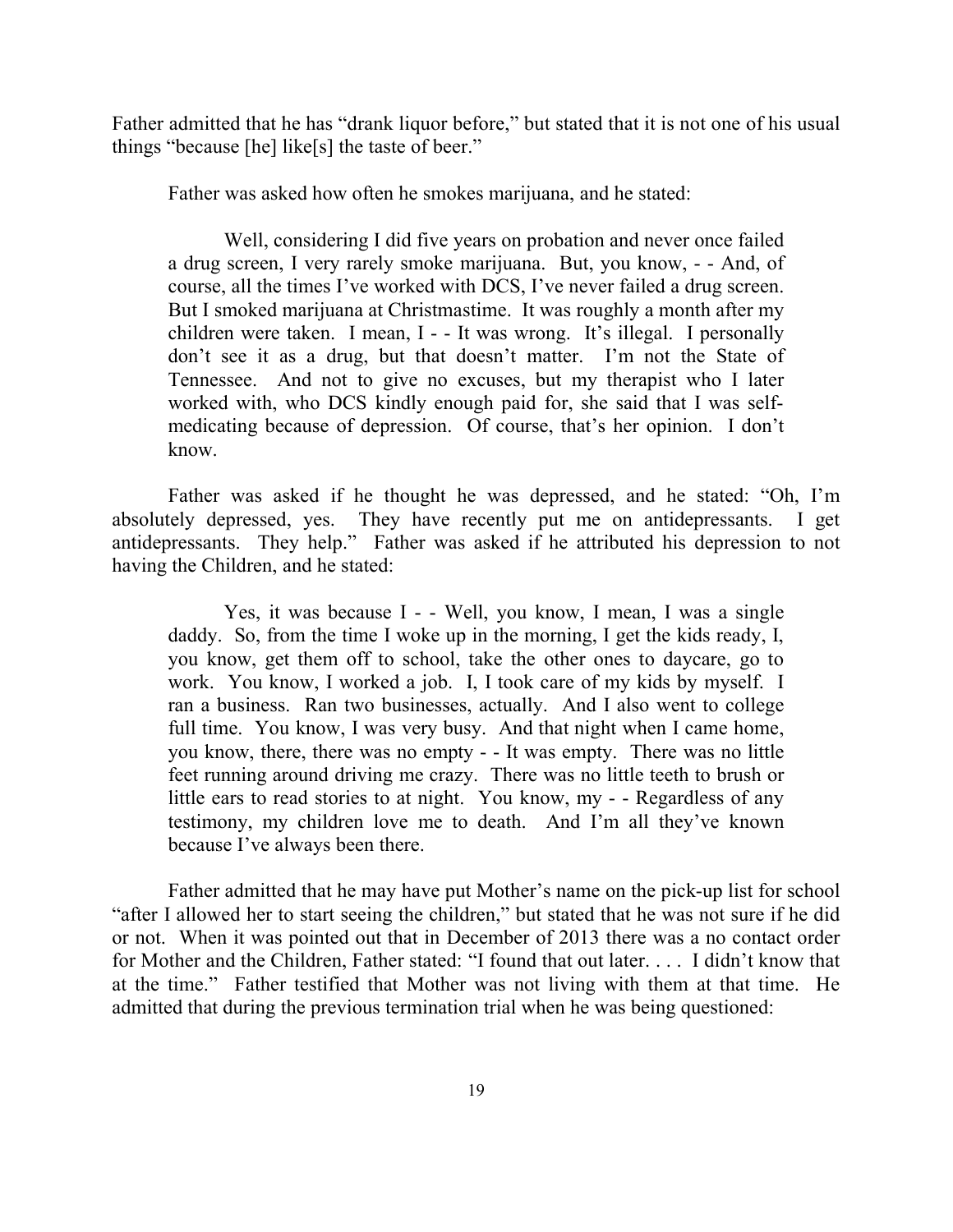Father admitted that he has "drank liquor before," but stated that it is not one of his usual things "because [he] like[s] the taste of beer."

Father was asked how often he smokes marijuana, and he stated:

> Well, considering I did five years on probation and never once failed a drug screen, I very rarely smoke marijuana. But, you know, - - And, of course, all the times I've worked with DCS, I've never failed a drug screen. But I smoked marijuana at Christmastime. It was roughly a month after my children were taken. I mean, I - - It was wrong. It's illegal. I personally don't see it as a drug, but that doesn't matter. I'm not the State of Tennessee. And not to give no excuses, but my therapist who I later worked with, who DCS kindly enough paid for, she said that I was self-medicating because of depression. Of course, that's her opinion. I don't know.

Father was asked if he thought he was depressed, and he stated: "Oh, I'm absolutely depressed, yes. They have recently put me on antidepressants. I get antidepressants. They help." Father was asked if he attributed his depression to not having the Children, and he stated:

> Yes, it was because I - - Well, you know, I mean, I was a single daddy. So, from the time I woke up in the morning, I get the kids ready, I, you know, get them off to school, take the other ones to daycare, go to work. You know, I worked a job. I, I took care of my kids by myself. I ran a business. Ran two businesses, actually. And I also went to college full time. You know, I was very busy. And that night when I came home, you know, there, there was no empty - - It was empty. There was no little feet running around driving me crazy. There was no little teeth to brush or little ears to read stories to at night. You know, my - - Regardless of any testimony, my children love me to death. And I'm all they've known because I've always been there.

Father admitted that he may have put Mother's name on the pick-up list for school "after I allowed her to start seeing the children," but stated that he was not sure if he did or not. When it was pointed out that in December of 2013 there was a no contact order for Mother and the Children, Father stated: "I found that out later. . . . I didn't know that at the time." Father testified that Mother was not living with them at that time. He admitted that during the previous termination trial when he was being questioned: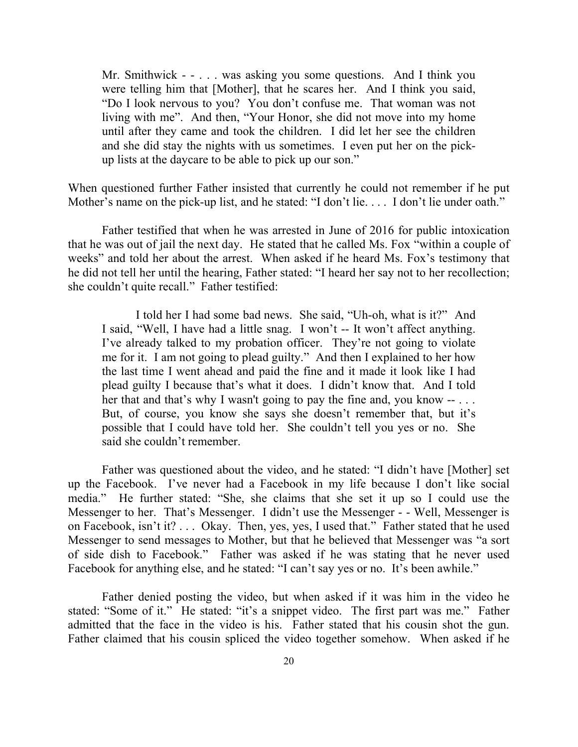> Mr. Smithwick - - . . . was asking you some questions. And I think you were telling him that [Mother], that he scares her. And I think you said, "Do I look nervous to you? You don't confuse me. That woman was not living with me". And then, "Your Honor, she did not move into my home until after they came and took the children. I did let her see the children and she did stay the nights with us sometimes. I even put her on the pick-up lists at the daycare to be able to pick up our son."

When questioned further Father insisted that currently he could not remember if he put Mother's name on the pick-up list, and he stated: "I don't lie. . . . I don't lie under oath."

Father testified that when he was arrested in June of 2016 for public intoxication that he was out of jail the next day. He stated that he called Ms. Fox "within a couple of weeks" and told her about the arrest. When asked if he heard Ms. Fox's testimony that he did not tell her until the hearing, Father stated: "I heard her say not to her recollection; she couldn't quite recall." Father testified:

> I told her I had some bad news. She said, "Uh-oh, what is it?" And I said, "Well, I have had a little snag. I won't -- It won't affect anything. I've already talked to my probation officer. They're not going to violate me for it. I am not going to plead guilty." And then I explained to her how the last time I went ahead and paid the fine and it made it look like I had plead guilty I because that's what it does. I didn't know that. And I told her that and that's why I wasn't going to pay the fine and, you know -- . . . But, of course, you know she says she doesn't remember that, but it's possible that I could have told her. She couldn't tell you yes or no. She said she couldn't remember.

Father was questioned about the video, and he stated: "I didn't have [Mother] set up the Facebook. I've never had a Facebook in my life because I don't like social media." He further stated: "She, she claims that she set it up so I could use the Messenger to her. That's Messenger. I didn't use the Messenger - - Well, Messenger is on Facebook, isn't it? . . . Okay. Then, yes, yes, I used that." Father stated that he used Messenger to send messages to Mother, but that he believed that Messenger was "a sort of side dish to Facebook." Father was asked if he was stating that he never used Facebook for anything else, and he stated: "I can't say yes or no. It's been awhile."

Father denied posting the video, but when asked if it was him in the video he stated: "Some of it." He stated: "it's a snippet video. The first part was me." Father admitted that the face in the video is his. Father stated that his cousin shot the gun. Father claimed that his cousin spliced the video together somehow. When asked if he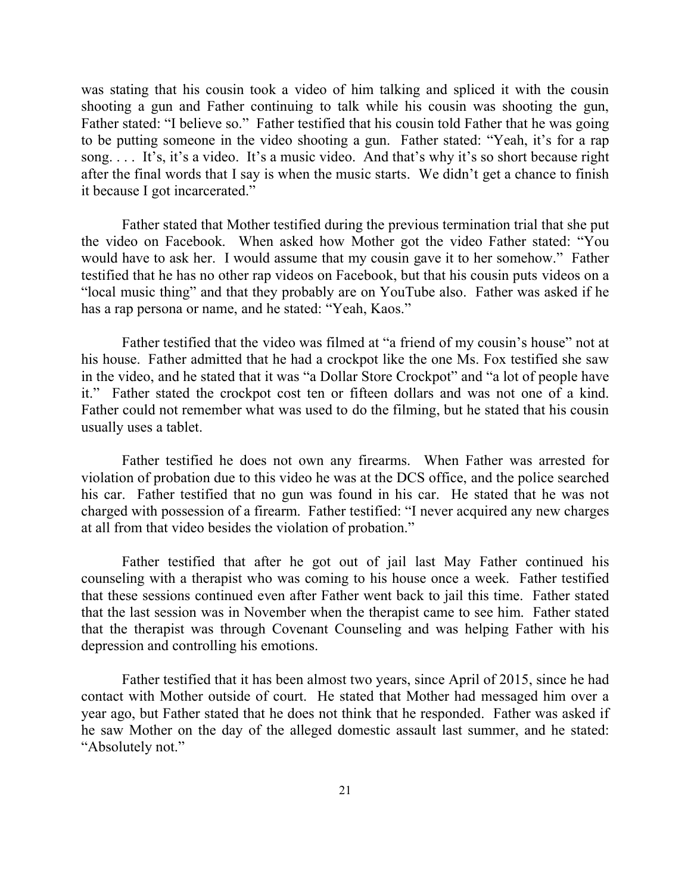was stating that his cousin took a video of him talking and spliced it with the cousin shooting a gun and Father continuing to talk while his cousin was shooting the gun, Father stated: "I believe so." Father testified that his cousin told Father that he was going to be putting someone in the video shooting a gun. Father stated: "Yeah, it's for a rap song. . . . It's, it's a video. It's a music video. And that's why it's so short because right after the final words that I say is when the music starts. We didn't get a chance to finish it because I got incarcerated."

Father stated that Mother testified during the previous termination trial that she put the video on Facebook. When asked how Mother got the video Father stated: "You would have to ask her. I would assume that my cousin gave it to her somehow." Father testified that he has no other rap videos on Facebook, but that his cousin puts videos on a "local music thing" and that they probably are on YouTube also. Father was asked if he has a rap persona or name, and he stated: "Yeah, Kaos."

Father testified that the video was filmed at "a friend of my cousin's house" not at his house. Father admitted that he had a crockpot like the one Ms. Fox testified she saw in the video, and he stated that it was "a Dollar Store Crockpot" and "a lot of people have it." Father stated the crockpot cost ten or fifteen dollars and was not one of a kind. Father could not remember what was used to do the filming, but he stated that his cousin usually uses a tablet.

Father testified he does not own any firearms. When Father was arrested for violation of probation due to this video he was at the DCS office, and the police searched his car. Father testified that no gun was found in his car. He stated that he was not charged with possession of a firearm. Father testified: "I never acquired any new charges at all from that video besides the violation of probation."

Father testified that after he got out of jail last May Father continued his counseling with a therapist who was coming to his house once a week. Father testified that these sessions continued even after Father went back to jail this time. Father stated that the last session was in November when the therapist came to see him. Father stated that the therapist was through Covenant Counseling and was helping Father with his depression and controlling his emotions.

Father testified that it has been almost two years, since April of 2015, since he had contact with Mother outside of court. He stated that Mother had messaged him over a year ago, but Father stated that he does not think that he responded. Father was asked if he saw Mother on the day of the alleged domestic assault last summer, and he stated: "Absolutely not."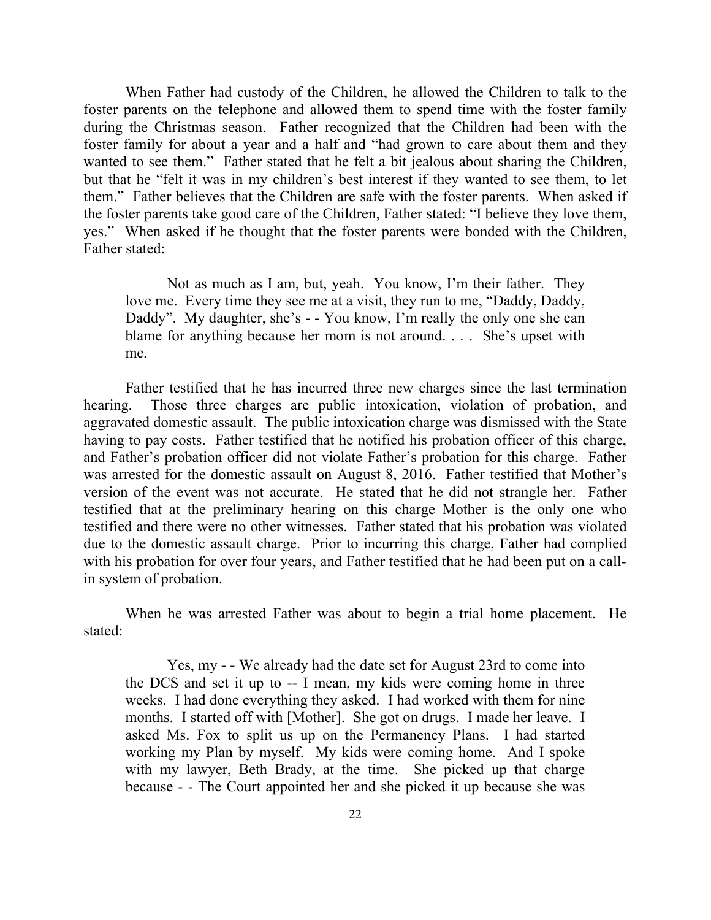When Father had custody of the Children, he allowed the Children to talk to the foster parents on the telephone and allowed them to spend time with the foster family during the Christmas season. Father recognized that the Children had been with the foster family for about a year and a half and "had grown to care about them and they wanted to see them." Father stated that he felt a bit jealous about sharing the Children, but that he "felt it was in my children's best interest if they wanted to see them, to let them." Father believes that the Children are safe with the foster parents. When asked if the foster parents take good care of the Children, Father stated: "I believe they love them, yes." When asked if he thought that the foster parents were bonded with the Children, Father stated:

> Not as much as I am, but, yeah. You know, I'm their father. They love me. Every time they see me at a visit, they run to me, "Daddy, Daddy, Daddy". My daughter, she's - - You know, I'm really the only one she can blame for anything because her mom is not around. . . . She's upset with me.

Father testified that he has incurred three new charges since the last termination hearing. Those three charges are public intoxication, violation of probation, and aggravated domestic assault. The public intoxication charge was dismissed with the State having to pay costs. Father testified that he notified his probation officer of this charge, and Father's probation officer did not violate Father's probation for this charge. Father was arrested for the domestic assault on August 8, 2016. Father testified that Mother's version of the event was not accurate. He stated that he did not strangle her. Father testified that at the preliminary hearing on this charge Mother is the only one who testified and there were no other witnesses. Father stated that his probation was violated due to the domestic assault charge. Prior to incurring this charge, Father had complied with his probation for over four years, and Father testified that he had been put on a call-in system of probation.

When he was arrested Father was about to begin a trial home placement. He stated:

> Yes, my - - We already had the date set for August 23rd to come into the DCS and set it up to -- I mean, my kids were coming home in three weeks. I had done everything they asked. I had worked with them for nine months. I started off with [Mother]. She got on drugs. I made her leave. I asked Ms. Fox to split us up on the Permanency Plans. I had started working my Plan by myself. My kids were coming home. And I spoke with my lawyer, Beth Brady, at the time. She picked up that charge because - - The Court appointed her and she picked it up because she was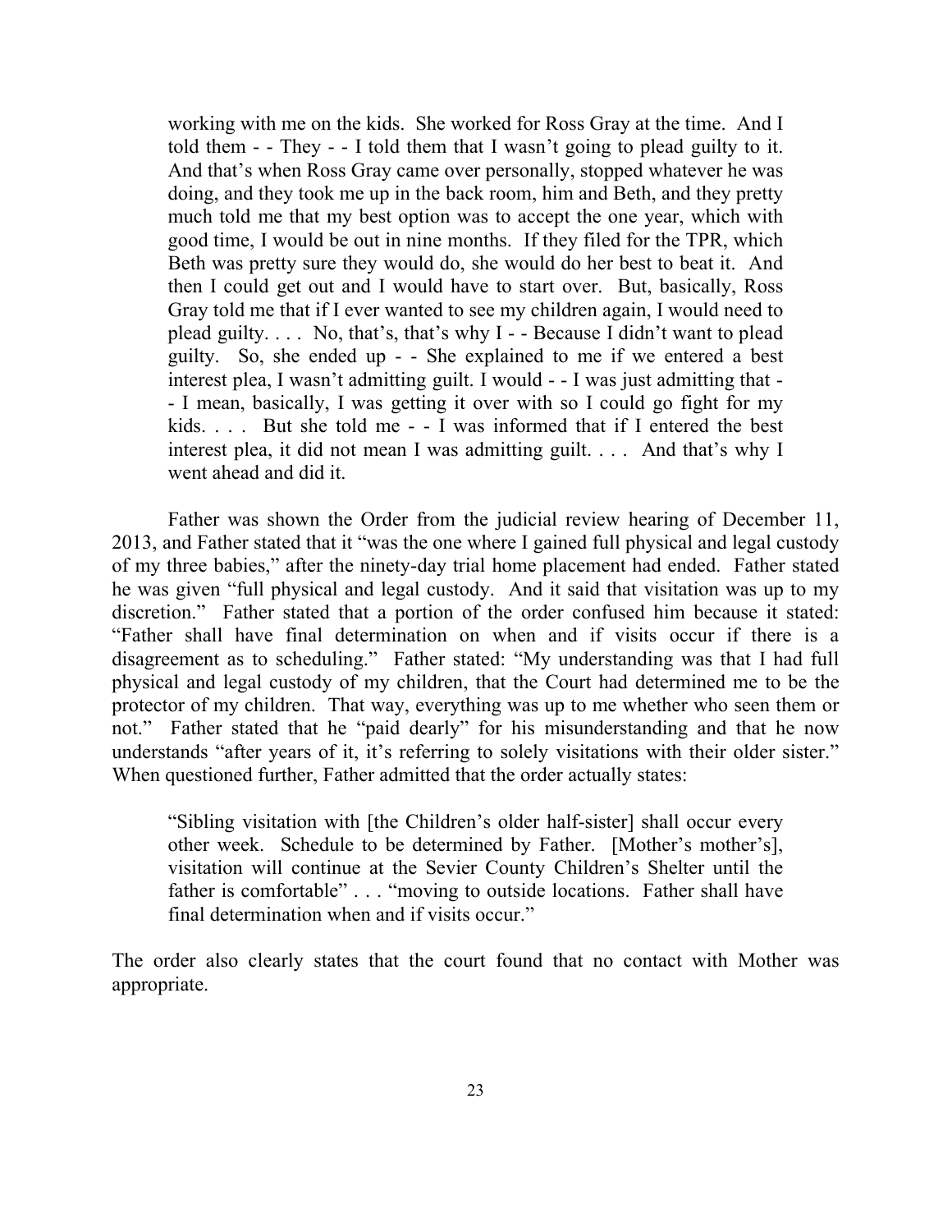> working with me on the kids. She worked for Ross Gray at the time. And I told them - - They - - I told them that I wasn't going to plead guilty to it. And that's when Ross Gray came over personally, stopped whatever he was doing, and they took me up in the back room, him and Beth, and they pretty much told me that my best option was to accept the one year, which with good time, I would be out in nine months. If they filed for the TPR, which Beth was pretty sure they would do, she would do her best to beat it. And then I could get out and I would have to start over. But, basically, Ross Gray told me that if I ever wanted to see my children again, I would need to plead guilty. . . . No, that's, that's why I - - Because I didn't want to plead guilty. So, she ended up - - She explained to me if we entered a best interest plea, I wasn't admitting guilt. I would - - I was just admitting that - - I mean, basically, I was getting it over with so I could go fight for my kids. . . . But she told me - - I was informed that if I entered the best interest plea, it did not mean I was admitting guilt. . . . And that's why I went ahead and did it.

Father was shown the Order from the judicial review hearing of December 11, 2013, and Father stated that it "was the one where I gained full physical and legal custody of my three babies," after the ninety-day trial home placement had ended. Father stated he was given "full physical and legal custody. And it said that visitation was up to my discretion." Father stated that a portion of the order confused him because it stated: "Father shall have final determination on when and if visits occur if there is a disagreement as to scheduling." Father stated: "My understanding was that I had full physical and legal custody of my children, that the Court had determined me to be the protector of my children. That way, everything was up to me whether who seen them or not." Father stated that he "paid dearly" for his misunderstanding and that he now understands "after years of it, it's referring to solely visitations with their older sister." When questioned further, Father admitted that the order actually states:

> "Sibling visitation with [the Children's older half-sister] shall occur every other week. Schedule to be determined by Father. [Mother's mother's], visitation will continue at the Sevier County Children's Shelter until the father is comfortable" . . . "moving to outside locations. Father shall have final determination when and if visits occur."

The order also clearly states that the court found that no contact with Mother was appropriate.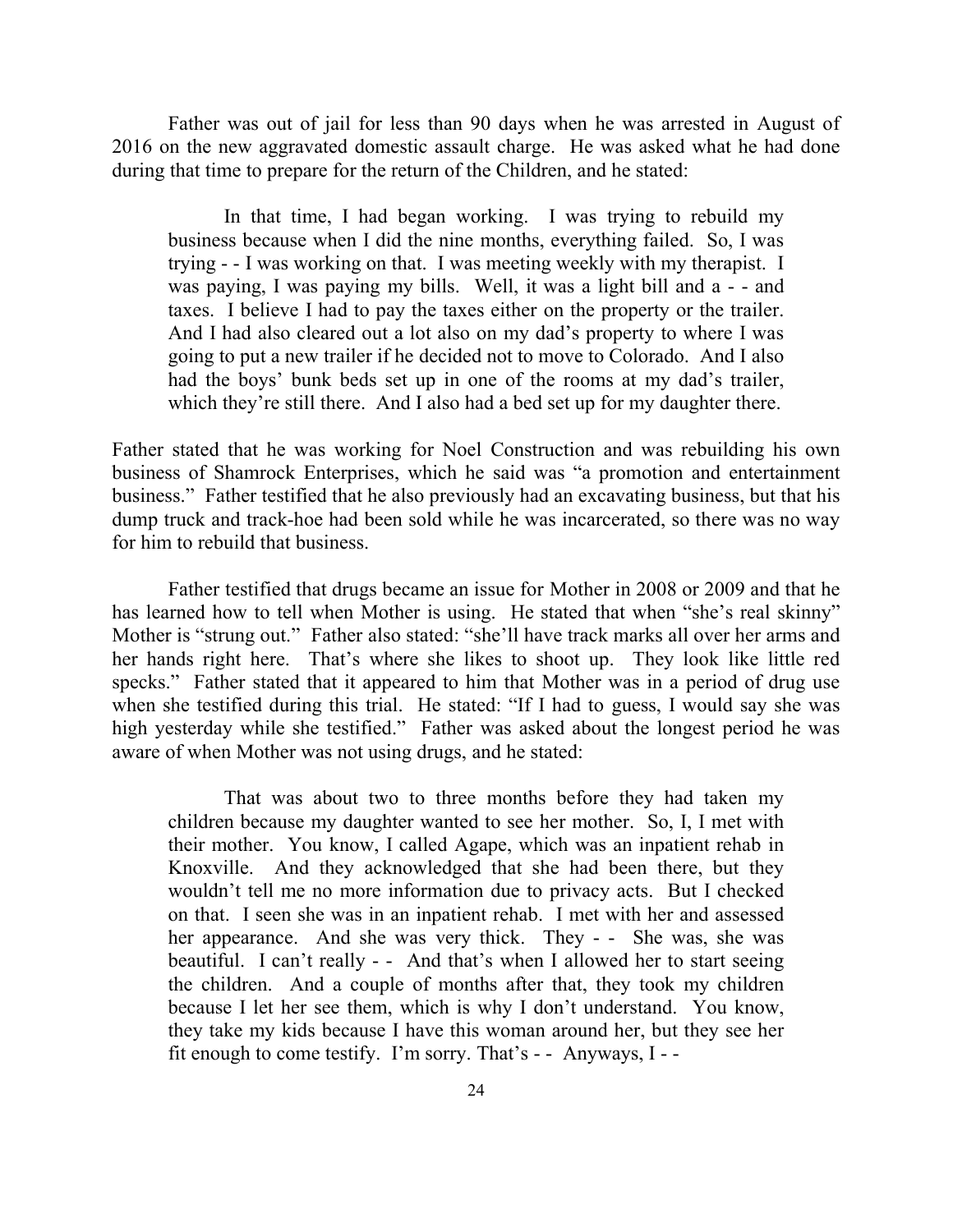Father was out of jail for less than 90 days when he was arrested in August of 2016 on the new aggravated domestic assault charge. He was asked what he had done during that time to prepare for the return of the Children, and he stated:

> In that time, I had began working. I was trying to rebuild my business because when I did the nine months, everything failed. So, I was trying - - I was working on that. I was meeting weekly with my therapist. I was paying, I was paying my bills. Well, it was a light bill and a - - and taxes. I believe I had to pay the taxes either on the property or the trailer. And I had also cleared out a lot also on my dad's property to where I was going to put a new trailer if he decided not to move to Colorado. And I also had the boys' bunk beds set up in one of the rooms at my dad's trailer, which they're still there. And I also had a bed set up for my daughter there.

Father stated that he was working for Noel Construction and was rebuilding his own business of Shamrock Enterprises, which he said was "a promotion and entertainment business." Father testified that he also previously had an excavating business, but that his dump truck and track-hoe had been sold while he was incarcerated, so there was no way for him to rebuild that business.

Father testified that drugs became an issue for Mother in 2008 or 2009 and that he has learned how to tell when Mother is using. He stated that when "she's real skinny" Mother is "strung out." Father also stated: "she'll have track marks all over her arms and her hands right here. That's where she likes to shoot up. They look like little red specks." Father stated that it appeared to him that Mother was in a period of drug use when she testified during this trial. He stated: "If I had to guess, I would say she was high yesterday while she testified." Father was asked about the longest period he was aware of when Mother was not using drugs, and he stated:

> That was about two to three months before they had taken my children because my daughter wanted to see her mother. So, I, I met with their mother. You know, I called Agape, which was an inpatient rehab in Knoxville. And they acknowledged that she had been there, but they wouldn't tell me no more information due to privacy acts. But I checked on that. I seen she was in an inpatient rehab. I met with her and assessed her appearance. And she was very thick. They - - She was, she was beautiful. I can't really - - And that's when I allowed her to start seeing the children. And a couple of months after that, they took my children because I let her see them, which is why I don't understand. You know, they take my kids because I have this woman around her, but they see her fit enough to come testify. I'm sorry. That's - - Anyways, I - -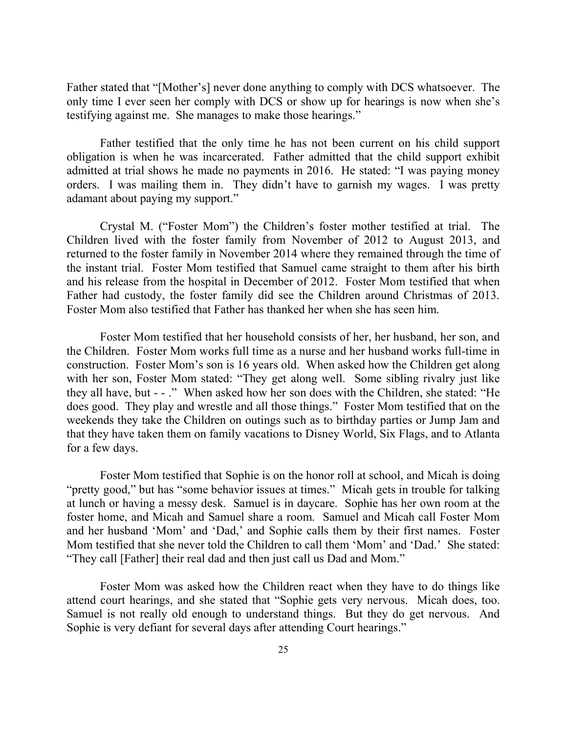Father stated that "[Mother's] never done anything to comply with DCS whatsoever. The only time I ever seen her comply with DCS or show up for hearings is now when she's testifying against me. She manages to make those hearings."

Father testified that the only time he has not been current on his child support obligation is when he was incarcerated. Father admitted that the child support exhibit admitted at trial shows he made no payments in 2016. He stated: "I was paying money orders. I was mailing them in. They didn't have to garnish my wages. I was pretty adamant about paying my support."

Crystal M. ("Foster Mom") the Children's foster mother testified at trial. The Children lived with the foster family from November of 2012 to August 2013, and returned to the foster family in November 2014 where they remained through the time of the instant trial. Foster Mom testified that Samuel came straight to them after his birth and his release from the hospital in December of 2012. Foster Mom testified that when Father had custody, the foster family did see the Children around Christmas of 2013. Foster Mom also testified that Father has thanked her when she has seen him.

Foster Mom testified that her household consists of her, her husband, her son, and the Children. Foster Mom works full time as a nurse and her husband works full-time in construction. Foster Mom's son is 16 years old. When asked how the Children get along with her son, Foster Mom stated: "They get along well. Some sibling rivalry just like they all have, but - - ." When asked how her son does with the Children, she stated: "He does good. They play and wrestle and all those things." Foster Mom testified that on the weekends they take the Children on outings such as to birthday parties or Jump Jam and that they have taken them on family vacations to Disney World, Six Flags, and to Atlanta for a few days.

Foster Mom testified that Sophie is on the honor roll at school, and Micah is doing "pretty good," but has "some behavior issues at times." Micah gets in trouble for talking at lunch or having a messy desk. Samuel is in daycare. Sophie has her own room at the foster home, and Micah and Samuel share a room. Samuel and Micah call Foster Mom and her husband 'Mom' and 'Dad,' and Sophie calls them by their first names. Foster Mom testified that she never told the Children to call them 'Mom' and 'Dad.' She stated: "They call [Father] their real dad and then just call us Dad and Mom."

Foster Mom was asked how the Children react when they have to do things like attend court hearings, and she stated that "Sophie gets very nervous. Micah does, too. Samuel is not really old enough to understand things. But they do get nervous. And Sophie is very defiant for several days after attending Court hearings."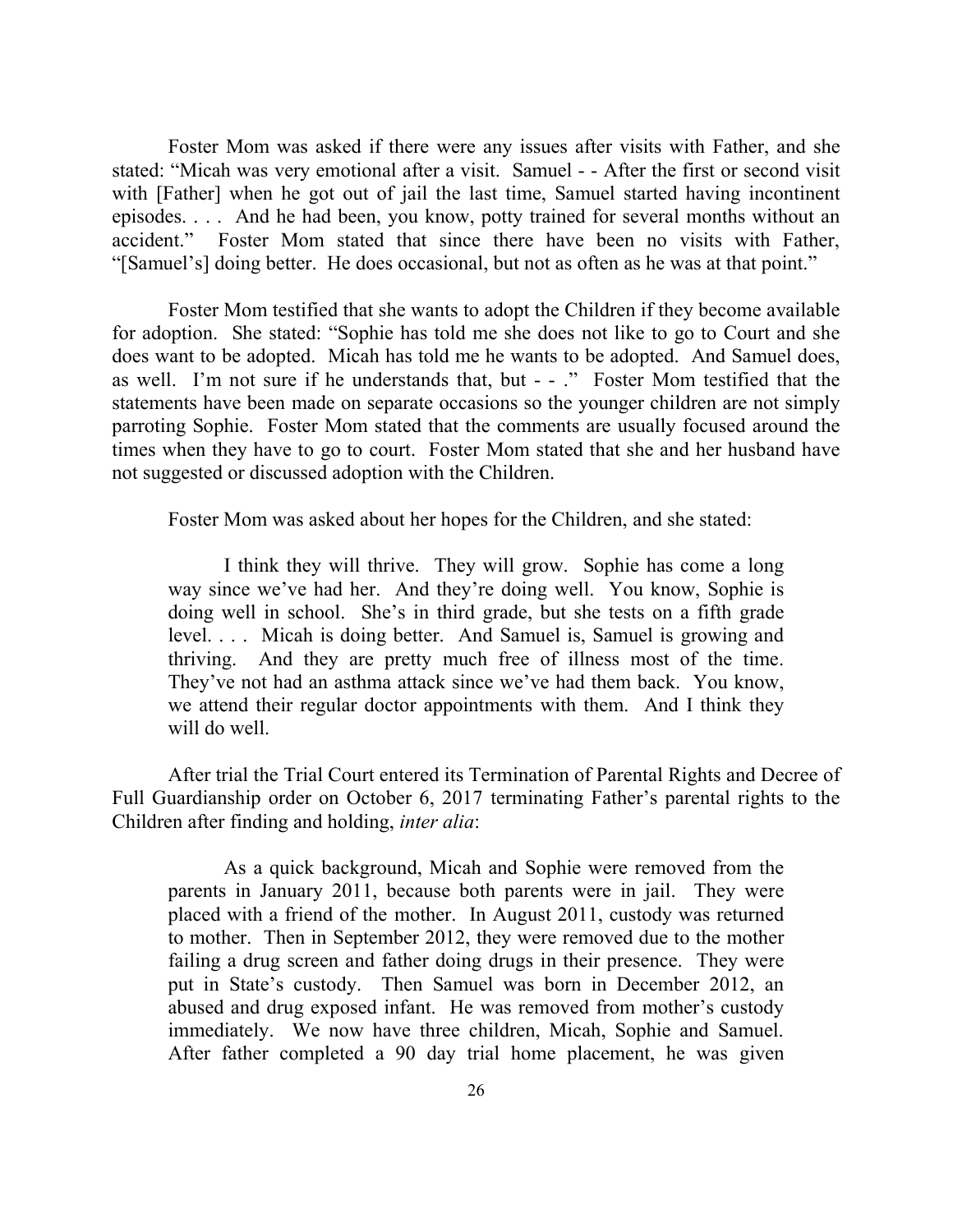Foster Mom was asked if there were any issues after visits with Father, and she stated: "Micah was very emotional after a visit. Samuel - - After the first or second visit with [Father] when he got out of jail the last time, Samuel started having incontinent episodes. . . . And he had been, you know, potty trained for several months without an accident." Foster Mom stated that since there have been no visits with Father, "[Samuel's] doing better. He does occasional, but not as often as he was at that point."

Foster Mom testified that she wants to adopt the Children if they become available for adoption. She stated: "Sophie has told me she does not like to go to Court and she does want to be adopted. Micah has told me he wants to be adopted. And Samuel does, as well. I'm not sure if he understands that, but - - ." Foster Mom testified that the statements have been made on separate occasions so the younger children are not simply parroting Sophie. Foster Mom stated that the comments are usually focused around the times when they have to go to court. Foster Mom stated that she and her husband have not suggested or discussed adoption with the Children.

Foster Mom was asked about her hopes for the Children, and she stated:

> I think they will thrive. They will grow. Sophie has come a long way since we've had her. And they're doing well. You know, Sophie is doing well in school. She's in third grade, but she tests on a fifth grade level. . . . Micah is doing better. And Samuel is, Samuel is growing and thriving. And they are pretty much free of illness most of the time. They've not had an asthma attack since we've had them back. You know, we attend their regular doctor appointments with them. And I think they will do well.

After trial the Trial Court entered its Termination of Parental Rights and Decree of Full Guardianship order on October 6, 2017 terminating Father's parental rights to the Children after finding and holding, *inter alia*:

> As a quick background, Micah and Sophie were removed from the parents in January 2011, because both parents were in jail. They were placed with a friend of the mother. In August 2011, custody was returned to mother. Then in September 2012, they were removed due to the mother failing a drug screen and father doing drugs in their presence. They were put in State's custody. Then Samuel was born in December 2012, an abused and drug exposed infant. He was removed from mother's custody immediately. We now have three children, Micah, Sophie and Samuel. After father completed a 90 day trial home placement, he was given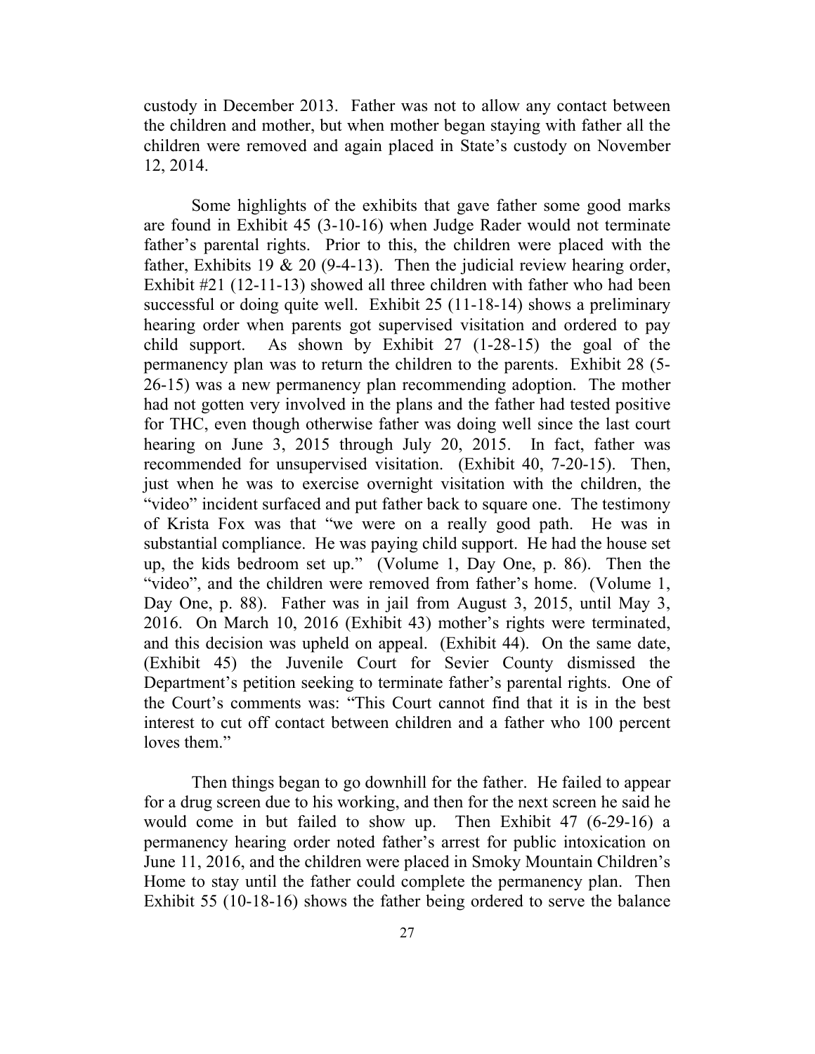custody in December 2013. Father was not to allow any contact between the children and mother, but when mother began staying with father all the children were removed and again placed in State's custody on November 12, 2014.

Some highlights of the exhibits that gave father some good marks are found in Exhibit 45 (3-10-16) when Judge Rader would not terminate father's parental rights. Prior to this, the children were placed with the father, Exhibits 19 & 20 (9-4-13). Then the judicial review hearing order, Exhibit #21 (12-11-13) showed all three children with father who had been successful or doing quite well. Exhibit 25 (11-18-14) shows a preliminary hearing order when parents got supervised visitation and ordered to pay child support. As shown by Exhibit 27 (1-28-15) the goal of the permanency plan was to return the children to the parents. Exhibit 28 (5-26-15) was a new permanency plan recommending adoption. The mother had not gotten very involved in the plans and the father had tested positive for THC, even though otherwise father was doing well since the last court hearing on June 3, 2015 through July 20, 2015. In fact, father was recommended for unsupervised visitation. (Exhibit 40, 7-20-15). Then, just when he was to exercise overnight visitation with the children, the "video" incident surfaced and put father back to square one. The testimony of Krista Fox was that "we were on a really good path. He was in substantial compliance. He was paying child support. He had the house set up, the kids bedroom set up." (Volume 1, Day One, p. 86). Then the "video", and the children were removed from father's home. (Volume 1, Day One, p. 88). Father was in jail from August 3, 2015, until May 3, 2016. On March 10, 2016 (Exhibit 43) mother's rights were terminated, and this decision was upheld on appeal. (Exhibit 44). On the same date, (Exhibit 45) the Juvenile Court for Sevier County dismissed the Department's petition seeking to terminate father's parental rights. One of the Court's comments was: "This Court cannot find that it is in the best interest to cut off contact between children and a father who 100 percent loves them."

Then things began to go downhill for the father. He failed to appear for a drug screen due to his working, and then for the next screen he said he would come in but failed to show up. Then Exhibit 47 (6-29-16) a permanency hearing order noted father's arrest for public intoxication on June 11, 2016, and the children were placed in Smoky Mountain Children's Home to stay until the father could complete the permanency plan. Then Exhibit 55 (10-18-16) shows the father being ordered to serve the balance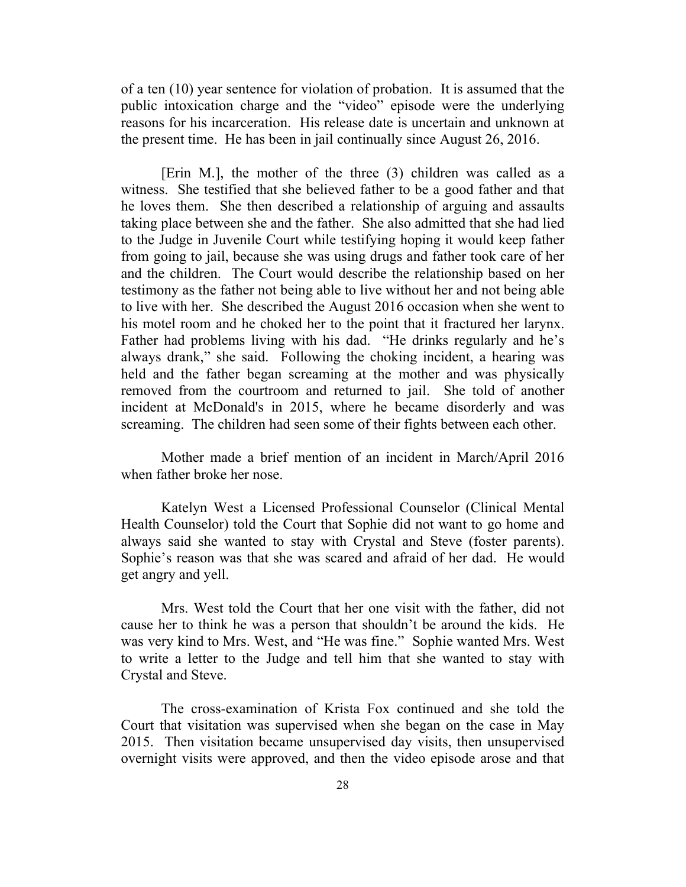of a ten (10) year sentence for violation of probation. It is assumed that the public intoxication charge and the "video" episode were the underlying reasons for his incarceration. His release date is uncertain and unknown at the present time. He has been in jail continually since August 26, 2016.

[Erin M.], the mother of the three (3) children was called as a witness. She testified that she believed father to be a good father and that he loves them. She then described a relationship of arguing and assaults taking place between she and the father. She also admitted that she had lied to the Judge in Juvenile Court while testifying hoping it would keep father from going to jail, because she was using drugs and father took care of her and the children. The Court would describe the relationship based on her testimony as the father not being able to live without her and not being able to live with her. She described the August 2016 occasion when she went to his motel room and he choked her to the point that it fractured her larynx. Father had problems living with his dad. "He drinks regularly and he's always drank," she said. Following the choking incident, a hearing was held and the father began screaming at the mother and was physically removed from the courtroom and returned to jail. She told of another incident at McDonald's in 2015, where he became disorderly and was screaming. The children had seen some of their fights between each other.

Mother made a brief mention of an incident in March/April 2016 when father broke her nose.

Katelyn West a Licensed Professional Counselor (Clinical Mental Health Counselor) told the Court that Sophie did not want to go home and always said she wanted to stay with Crystal and Steve (foster parents). Sophie's reason was that she was scared and afraid of her dad. He would get angry and yell.

Mrs. West told the Court that her one visit with the father, did not cause her to think he was a person that shouldn't be around the kids. He was very kind to Mrs. West, and "He was fine." Sophie wanted Mrs. West to write a letter to the Judge and tell him that she wanted to stay with Crystal and Steve.

The cross-examination of Krista Fox continued and she told the Court that visitation was supervised when she began on the case in May 2015. Then visitation became unsupervised day visits, then unsupervised overnight visits were approved, and then the video episode arose and that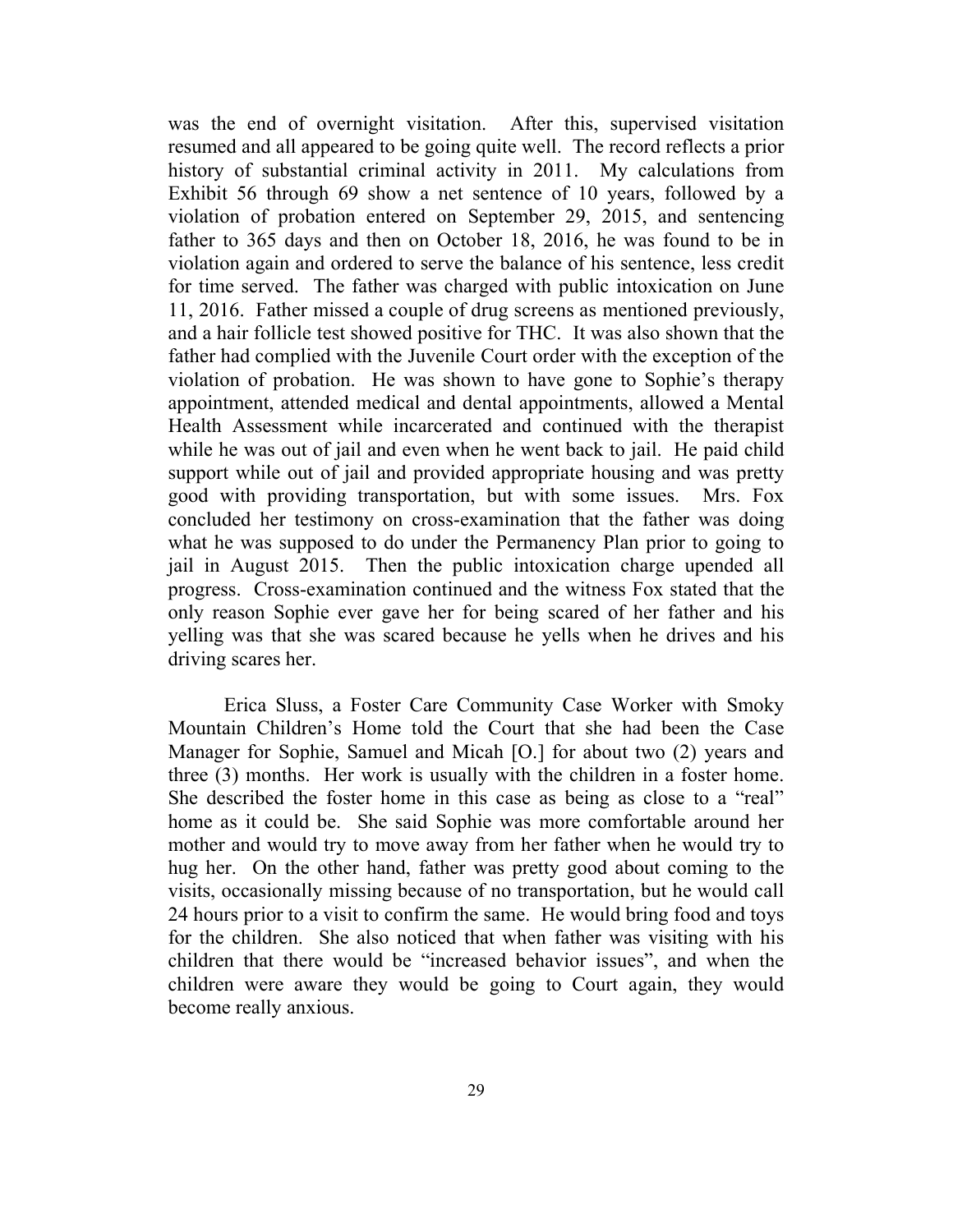was the end of overnight visitation. After this, supervised visitation resumed and all appeared to be going quite well. The record reflects a prior history of substantial criminal activity in 2011. My calculations from Exhibit 56 through 69 show a net sentence of 10 years, followed by a violation of probation entered on September 29, 2015, and sentencing father to 365 days and then on October 18, 2016, he was found to be in violation again and ordered to serve the balance of his sentence, less credit for time served. The father was charged with public intoxication on June 11, 2016. Father missed a couple of drug screens as mentioned previously, and a hair follicle test showed positive for THC. It was also shown that the father had complied with the Juvenile Court order with the exception of the violation of probation. He was shown to have gone to Sophie's therapy appointment, attended medical and dental appointments, allowed a Mental Health Assessment while incarcerated and continued with the therapist while he was out of jail and even when he went back to jail. He paid child support while out of jail and provided appropriate housing and was pretty good with providing transportation, but with some issues. Mrs. Fox concluded her testimony on cross-examination that the father was doing what he was supposed to do under the Permanency Plan prior to going to jail in August 2015. Then the public intoxication charge upended all progress. Cross-examination continued and the witness Fox stated that the only reason Sophie ever gave her for being scared of her father and his yelling was that she was scared because he yells when he drives and his driving scares her.

Erica Sluss, a Foster Care Community Case Worker with Smoky Mountain Children's Home told the Court that she had been the Case Manager for Sophie, Samuel and Micah [O.] for about two (2) years and three (3) months. Her work is usually with the children in a foster home. She described the foster home in this case as being as close to a "real" home as it could be. She said Sophie was more comfortable around her mother and would try to move away from her father when he would try to hug her. On the other hand, father was pretty good about coming to the visits, occasionally missing because of no transportation, but he would call 24 hours prior to a visit to confirm the same. He would bring food and toys for the children. She also noticed that when father was visiting with his children that there would be "increased behavior issues", and when the children were aware they would be going to Court again, they would become really anxious.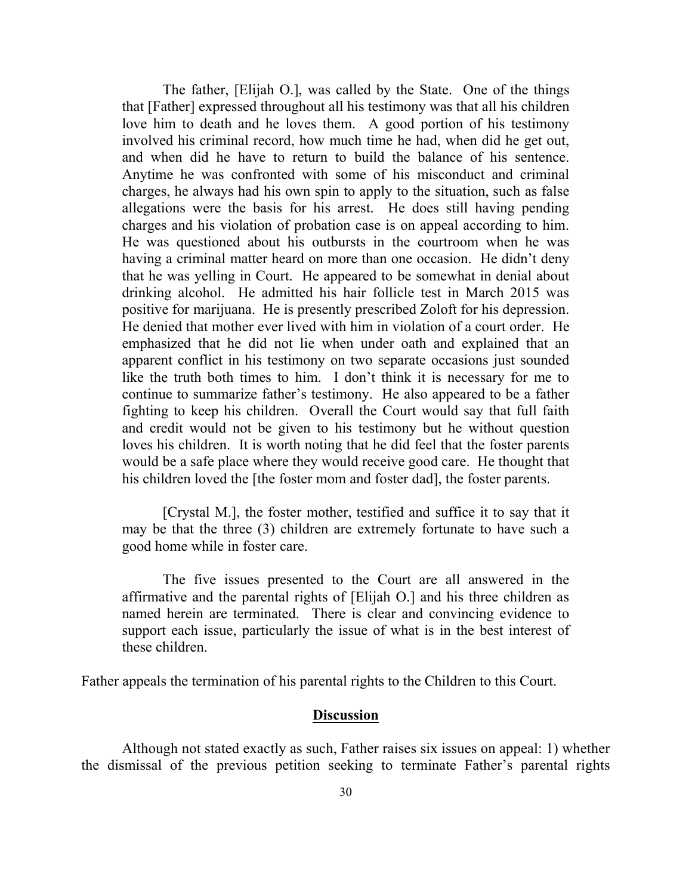> The father, [Elijah O.], was called by the State. One of the things that [Father] expressed throughout all his testimony was that all his children love him to death and he loves them. A good portion of his testimony involved his criminal record, how much time he had, when did he get out, and when did he have to return to build the balance of his sentence. Anytime he was confronted with some of his misconduct and criminal charges, he always had his own spin to apply to the situation, such as false allegations were the basis for his arrest. He does still having pending charges and his violation of probation case is on appeal according to him. He was questioned about his outbursts in the courtroom when he was having a criminal matter heard on more than one occasion. He didn't deny that he was yelling in Court. He appeared to be somewhat in denial about drinking alcohol. He admitted his hair follicle test in March 2015 was positive for marijuana. He is presently prescribed Zoloft for his depression. He denied that mother ever lived with him in violation of a court order. He emphasized that he did not lie when under oath and explained that an apparent conflict in his testimony on two separate occasions just sounded like the truth both times to him. I don't think it is necessary for me to continue to summarize father's testimony. He also appeared to be a father fighting to keep his children. Overall the Court would say that full faith and credit would not be given to his testimony but he without question loves his children. It is worth noting that he did feel that the foster parents would be a safe place where they would receive good care. He thought that his children loved the [the foster mom and foster dad], the foster parents.
>
> [Crystal M.], the foster mother, testified and suffice it to say that it may be that the three (3) children are extremely fortunate to have such a good home while in foster care.
>
> The five issues presented to the Court are all answered in the affirmative and the parental rights of [Elijah O.] and his three children as named herein are terminated. There is clear and convincing evidence to support each issue, particularly the issue of what is in the best interest of these children.

Father appeals the termination of his parental rights to the Children to this Court.

## Discussion

Although not stated exactly as such, Father raises six issues on appeal: 1) whether the dismissal of the previous petition seeking to terminate Father's parental rights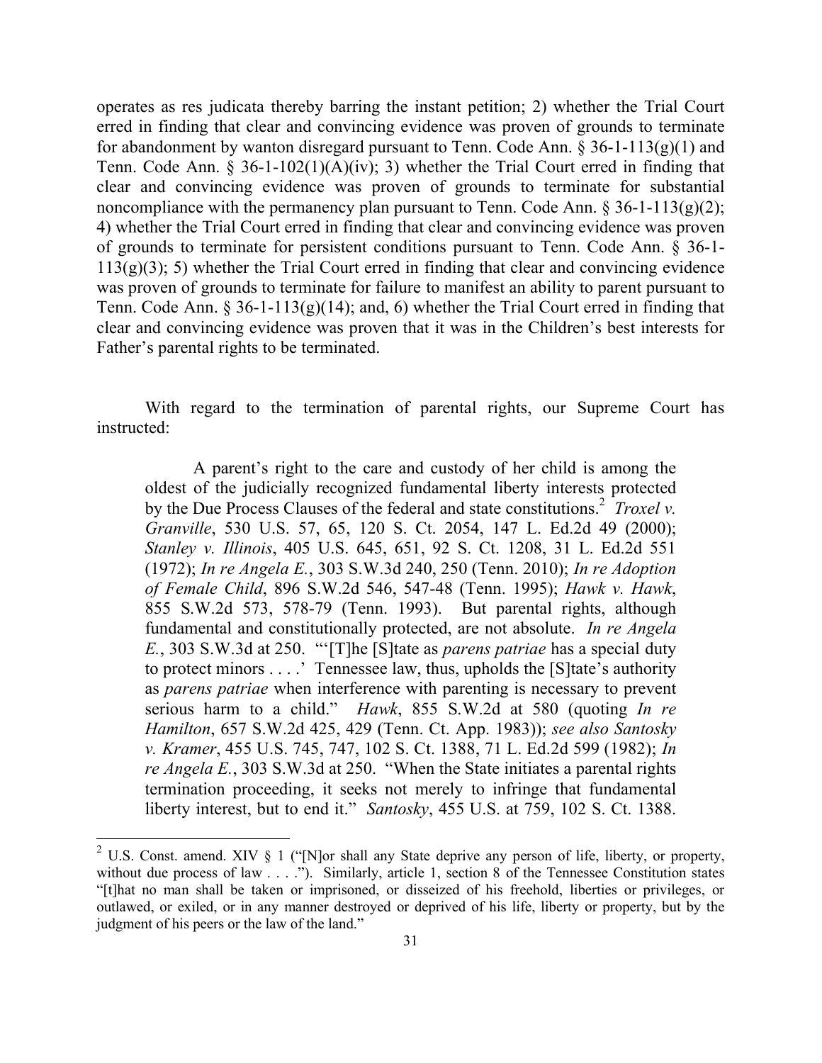operates as res judicata thereby barring the instant petition; 2) whether the Trial Court erred in finding that clear and convincing evidence was proven of grounds to terminate for abandonment by wanton disregard pursuant to Tenn. Code Ann. § 36-1-113(g)(1) and Tenn. Code Ann. § 36-1-102(1)(A)(iv); 3) whether the Trial Court erred in finding that clear and convincing evidence was proven of grounds to terminate for substantial noncompliance with the permanency plan pursuant to Tenn. Code Ann. § 36-1-113(g)(2); 4) whether the Trial Court erred in finding that clear and convincing evidence was proven of grounds to terminate for persistent conditions pursuant to Tenn. Code Ann. § 36-1-113(g)(3); 5) whether the Trial Court erred in finding that clear and convincing evidence was proven of grounds to terminate for failure to manifest an ability to parent pursuant to Tenn. Code Ann. § 36-1-113(g)(14); and, 6) whether the Trial Court erred in finding that clear and convincing evidence was proven that it was in the Children's best interests for Father's parental rights to be terminated.

With regard to the termination of parental rights, our Supreme Court has instructed:

> A parent's right to the care and custody of her child is among the oldest of the judicially recognized fundamental liberty interests protected by the Due Process Clauses of the federal and state constitutions.[2] *Troxel v. Granville*, 530 U.S. 57, 65, 120 S. Ct. 2054, 147 L. Ed.2d 49 (2000); *Stanley v. Illinois*, 405 U.S. 645, 651, 92 S. Ct. 1208, 31 L. Ed.2d 551 (1972); *In re Angela E.*, 303 S.W.3d 240, 250 (Tenn. 2010); *In re Adoption of Female Child*, 896 S.W.2d 546, 547-48 (Tenn. 1995); *Hawk v. Hawk*, 855 S.W.2d 573, 578-79 (Tenn. 1993). But parental rights, although fundamental and constitutionally protected, are not absolute. *In re Angela E.*, 303 S.W.3d at 250. "'[T]he [S]tate as *parens patriae* has a special duty to protect minors . . . .' Tennessee law, thus, upholds the [S]tate's authority as *parens patriae* when interference with parenting is necessary to prevent serious harm to a child." *Hawk*, 855 S.W.2d at 580 (quoting *In re Hamilton*, 657 S.W.2d 425, 429 (Tenn. Ct. App. 1983)); *see also Santosky v. Kramer*, 455 U.S. 745, 747, 102 S. Ct. 1388, 71 L. Ed.2d 599 (1982); *In re Angela E.*, 303 S.W.3d at 250. "When the State initiates a parental rights termination proceeding, it seeks not merely to infringe that fundamental liberty interest, but to end it." *Santosky*, 455 U.S. at 759, 102 S. Ct. 1388.

---

[2] U.S. Const. amend. XIV § 1 ("[N]or shall any State deprive any person of life, liberty, or property, without due process of law . . . ."). Similarly, article 1, section 8 of the Tennessee Constitution states "[t]hat no man shall be taken or imprisoned, or disseized of his freehold, liberties or privileges, or outlawed, or exiled, or in any manner destroyed or deprived of his life, liberty or property, but by the judgment of his peers or the law of the land."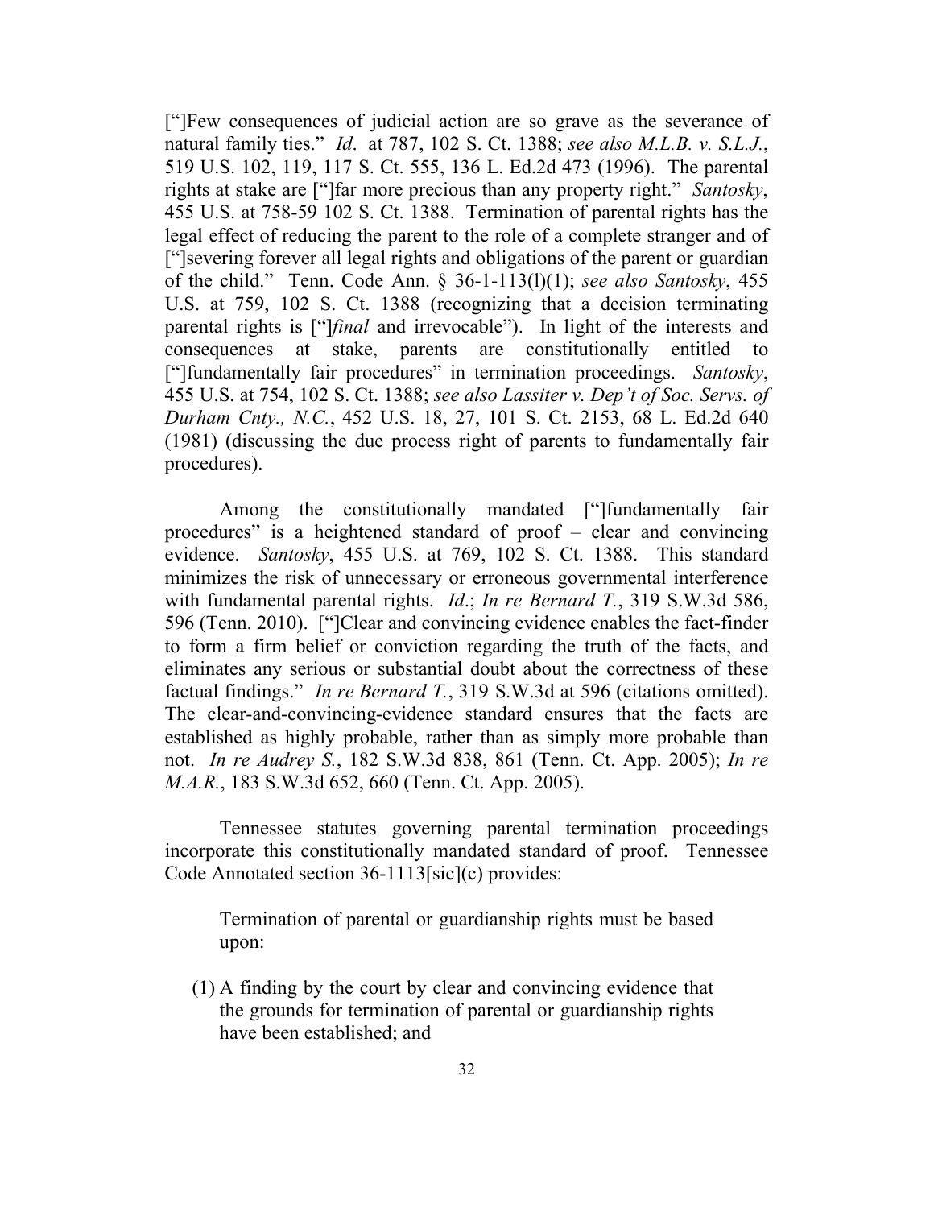[“]Few consequences of judicial action are so grave as the severance of natural family ties.” *Id*. at 787, 102 S. Ct. 1388; *see also M.L.B. v. S.L.J.*, 519 U.S. 102, 119, 117 S. Ct. 555, 136 L. Ed.2d 473 (1996). The parental rights at stake are [“]far more precious than any property right.” *Santosky*, 455 U.S. at 758-59 102 S. Ct. 1388. Termination of parental rights has the legal effect of reducing the parent to the role of a complete stranger and of [“]severing forever all legal rights and obligations of the parent or guardian of the child.” Tenn. Code Ann. § 36-1-113(l)(1); *see also Santosky*, 455 U.S. at 759, 102 S. Ct. 1388 (recognizing that a decision terminating parental rights is [“]*final* and irrevocable”). In light of the interests and consequences at stake, parents are constitutionally entitled to [“]fundamentally fair procedures” in termination proceedings. *Santosky*, 455 U.S. at 754, 102 S. Ct. 1388; *see also Lassiter v. Dep’t of Soc. Servs. of Durham Cnty., N.C.*, 452 U.S. 18, 27, 101 S. Ct. 2153, 68 L. Ed.2d 640 (1981) (discussing the due process right of parents to fundamentally fair procedures).

Among the constitutionally mandated [“]fundamentally fair procedures” is a heightened standard of proof – clear and convincing evidence. *Santosky*, 455 U.S. at 769, 102 S. Ct. 1388. This standard minimizes the risk of unnecessary or erroneous governmental interference with fundamental parental rights. *Id*.; *In re Bernard T.*, 319 S.W.3d 586, 596 (Tenn. 2010). [“]Clear and convincing evidence enables the fact-finder to form a firm belief or conviction regarding the truth of the facts, and eliminates any serious or substantial doubt about the correctness of these factual findings.” *In re Bernard T.*, 319 S.W.3d at 596 (citations omitted). The clear-and-convincing-evidence standard ensures that the facts are established as highly probable, rather than as simply more probable than not. *In re Audrey S.*, 182 S.W.3d 838, 861 (Tenn. Ct. App. 2005); *In re M.A.R.*, 183 S.W.3d 652, 660 (Tenn. Ct. App. 2005).

Tennessee statutes governing parental termination proceedings incorporate this constitutionally mandated standard of proof. Tennessee Code Annotated section 36-1113[sic](c) provides:

> Termination of parental or guardianship rights must be based upon:
>
> (1) A finding by the court by clear and convincing evidence that the grounds for termination of parental or guardianship rights have been established; and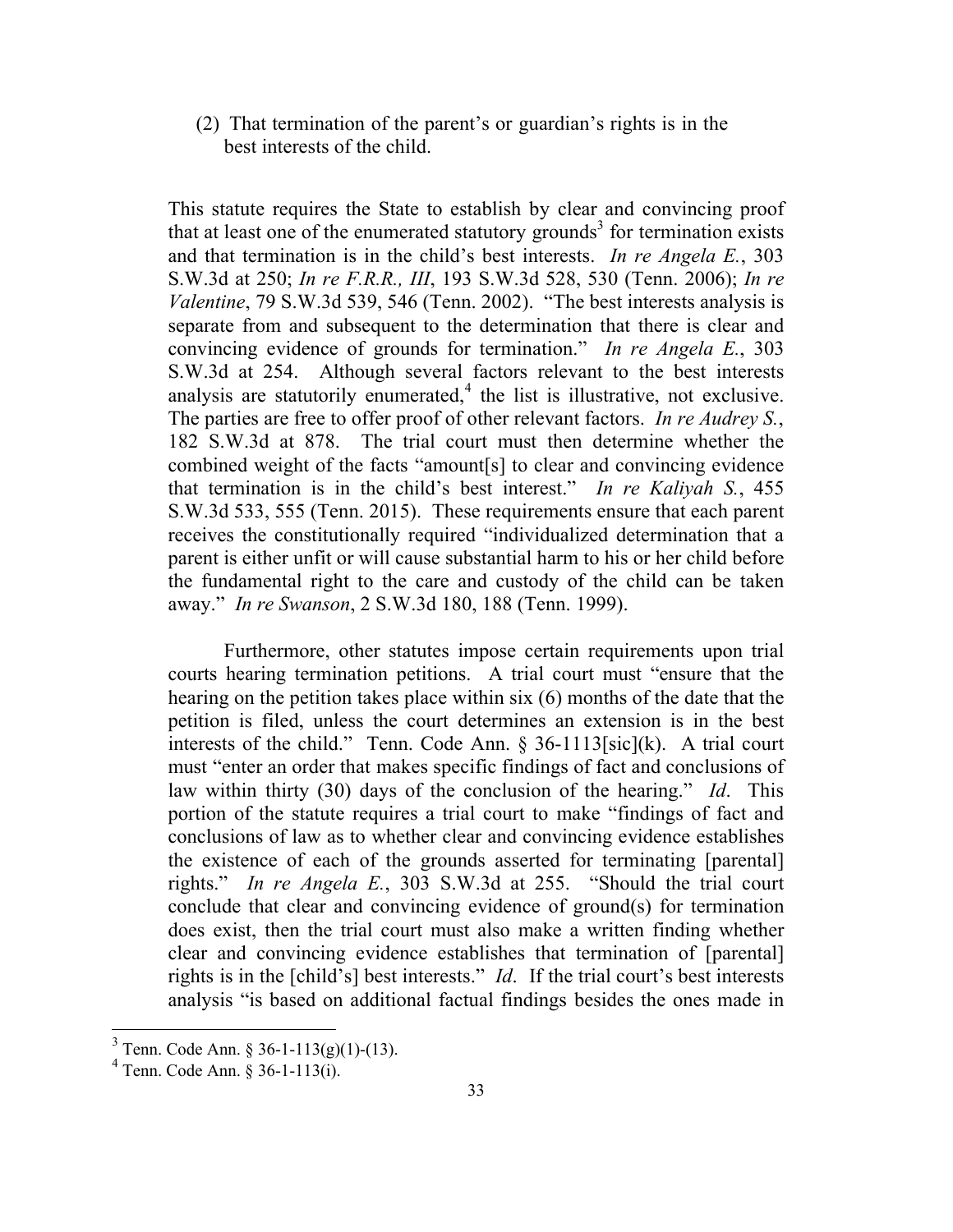(2) That termination of the parent's or guardian's rights is in the best interests of the child.

This statute requires the State to establish by clear and convincing proof that at least one of the enumerated statutory grounds[3] for termination exists and that termination is in the child's best interests. *In re Angela E.*, 303 S.W.3d at 250; *In re F.R.R., III*, 193 S.W.3d 528, 530 (Tenn. 2006); *In re Valentine*, 79 S.W.3d 539, 546 (Tenn. 2002). "The best interests analysis is separate from and subsequent to the determination that there is clear and convincing evidence of grounds for termination." *In re Angela E.*, 303 S.W.3d at 254. Although several factors relevant to the best interests analysis are statutorily enumerated,[4] the list is illustrative, not exclusive. The parties are free to offer proof of other relevant factors. *In re Audrey S.*, 182 S.W.3d at 878. The trial court must then determine whether the combined weight of the facts "amount[s] to clear and convincing evidence that termination is in the child's best interest." *In re Kaliyah S.*, 455 S.W.3d 533, 555 (Tenn. 2015). These requirements ensure that each parent receives the constitutionally required "individualized determination that a parent is either unfit or will cause substantial harm to his or her child before the fundamental right to the care and custody of the child can be taken away." *In re Swanson*, 2 S.W.3d 180, 188 (Tenn. 1999).

Furthermore, other statutes impose certain requirements upon trial courts hearing termination petitions. A trial court must "ensure that the hearing on the petition takes place within six (6) months of the date that the petition is filed, unless the court determines an extension is in the best interests of the child." Tenn. Code Ann. § 36-1113[sic](k). A trial court must "enter an order that makes specific findings of fact and conclusions of law within thirty (30) days of the conclusion of the hearing." *Id*. This portion of the statute requires a trial court to make "findings of fact and conclusions of law as to whether clear and convincing evidence establishes the existence of each of the grounds asserted for terminating [parental] rights." *In re Angela E.*, 303 S.W.3d at 255. "Should the trial court conclude that clear and convincing evidence of ground(s) for termination does exist, then the trial court must also make a written finding whether clear and convincing evidence establishes that termination of [parental] rights is in the [child's] best interests." *Id*. If the trial court's best interests analysis "is based on additional factual findings besides the ones made in

---

[3] Tenn. Code Ann. § 36-1-113(g)(1)-(13).

[4] Tenn. Code Ann. § 36-1-113(i).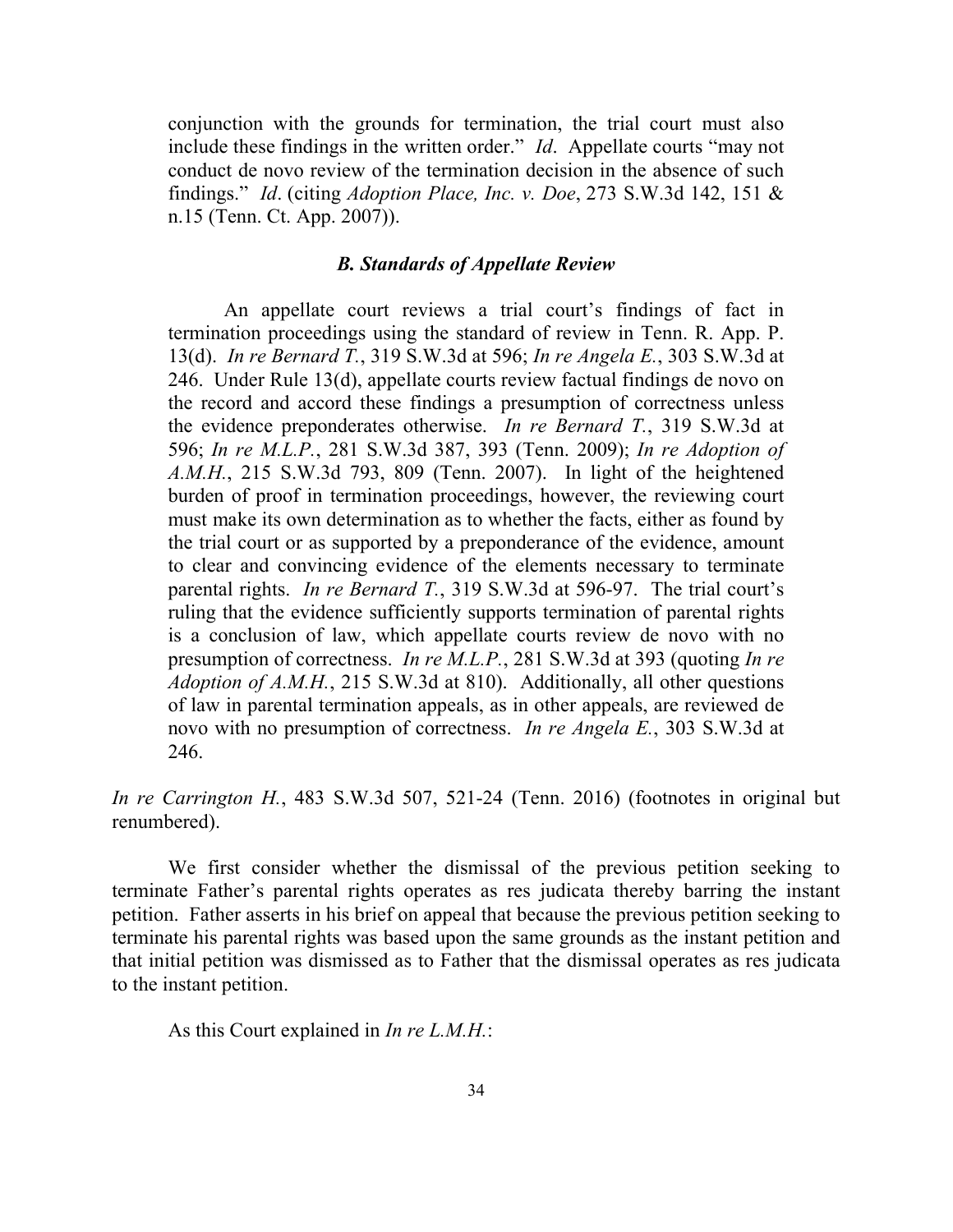conjunction with the grounds for termination, the trial court must also include these findings in the written order." *Id*. Appellate courts "may not conduct de novo review of the termination decision in the absence of such findings." *Id*. (citing *Adoption Place, Inc. v. Doe*, 273 S.W.3d 142, 151 & n.15 (Tenn. Ct. App. 2007)).

> ***B. Standards of Appellate Review***
>
> An appellate court reviews a trial court's findings of fact in termination proceedings using the standard of review in Tenn. R. App. P. 13(d). *In re Bernard T.*, 319 S.W.3d at 596; *In re Angela E.*, 303 S.W.3d at 246. Under Rule 13(d), appellate courts review factual findings de novo on the record and accord these findings a presumption of correctness unless the evidence preponderates otherwise. *In re Bernard T.*, 319 S.W.3d at 596; *In re M.L.P.*, 281 S.W.3d 387, 393 (Tenn. 2009); *In re Adoption of A.M.H.*, 215 S.W.3d 793, 809 (Tenn. 2007). In light of the heightened burden of proof in termination proceedings, however, the reviewing court must make its own determination as to whether the facts, either as found by the trial court or as supported by a preponderance of the evidence, amount to clear and convincing evidence of the elements necessary to terminate parental rights. *In re Bernard T.*, 319 S.W.3d at 596-97. The trial court's ruling that the evidence sufficiently supports termination of parental rights is a conclusion of law, which appellate courts review de novo with no presumption of correctness. *In re M.L.P.*, 281 S.W.3d at 393 (quoting *In re Adoption of A.M.H.*, 215 S.W.3d at 810). Additionally, all other questions of law in parental termination appeals, as in other appeals, are reviewed de novo with no presumption of correctness. *In re Angela E.*, 303 S.W.3d at 246.

*In re Carrington H.*, 483 S.W.3d 507, 521-24 (Tenn. 2016) (footnotes in original but renumbered).

We first consider whether the dismissal of the previous petition seeking to terminate Father's parental rights operates as res judicata thereby barring the instant petition. Father asserts in his brief on appeal that because the previous petition seeking to terminate his parental rights was based upon the same grounds as the instant petition and that initial petition was dismissed as to Father that the dismissal operates as res judicata to the instant petition.

As this Court explained in *In re L.M.H.*: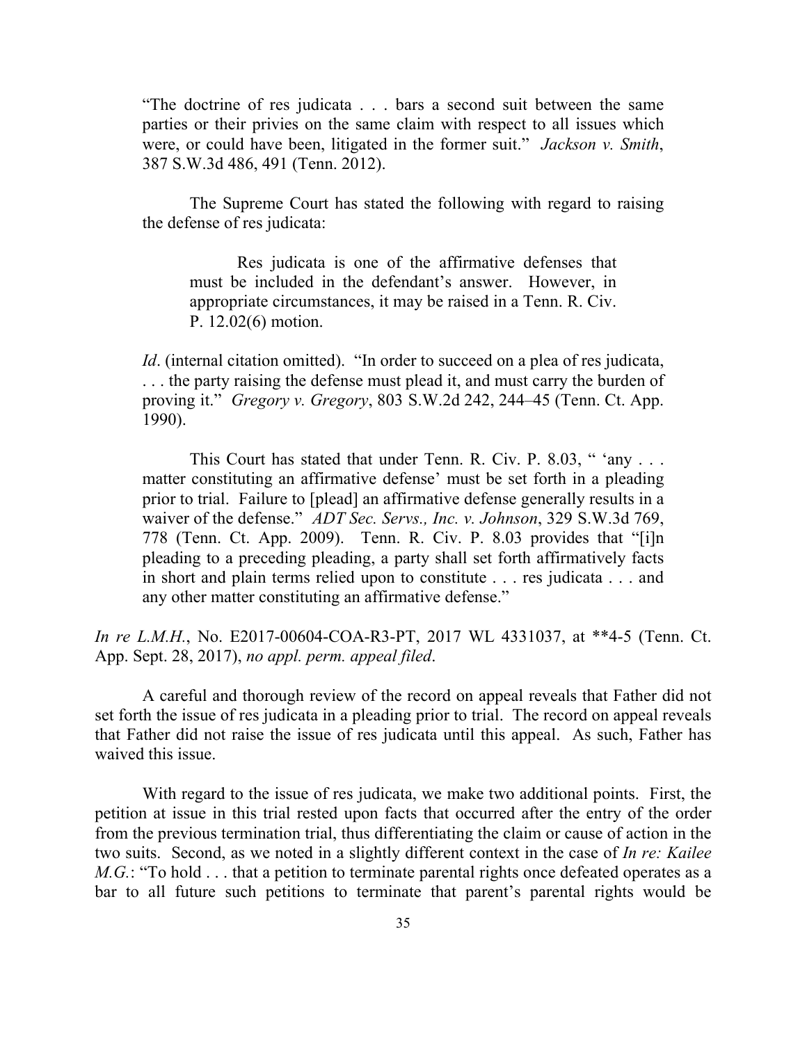> "The doctrine of res judicata . . . bars a second suit between the same parties or their privies on the same claim with respect to all issues which were, or could have been, litigated in the former suit." *Jackson v. Smith*, 387 S.W.3d 486, 491 (Tenn. 2012).
>
> The Supreme Court has stated the following with regard to raising the defense of res judicata:
>
> > Res judicata is one of the affirmative defenses that must be included in the defendant's answer. However, in appropriate circumstances, it may be raised in a Tenn. R. Civ. P. 12.02(6) motion.
>
> *Id*. (internal citation omitted). "In order to succeed on a plea of res judicata, . . . the party raising the defense must plead it, and must carry the burden of proving it." *Gregory v. Gregory*, 803 S.W.2d 242, 244–45 (Tenn. Ct. App. 1990).
>
> This Court has stated that under Tenn. R. Civ. P. 8.03, " 'any . . . matter constituting an affirmative defense' must be set forth in a pleading prior to trial. Failure to [plead] an affirmative defense generally results in a waiver of the defense." *ADT Sec. Servs., Inc. v. Johnson*, 329 S.W.3d 769, 778 (Tenn. Ct. App. 2009). Tenn. R. Civ. P. 8.03 provides that "[i]n pleading to a preceding pleading, a party shall set forth affirmatively facts in short and plain terms relied upon to constitute . . . res judicata . . . and any other matter constituting an affirmative defense."

*In re L.M.H.*, No. E2017-00604-COA-R3-PT, 2017 WL 4331037, at **4-5 (Tenn. Ct. App. Sept. 28, 2017), *no appl. perm. appeal filed*.

A careful and thorough review of the record on appeal reveals that Father did not set forth the issue of res judicata in a pleading prior to trial. The record on appeal reveals that Father did not raise the issue of res judicata until this appeal. As such, Father has waived this issue.

With regard to the issue of res judicata, we make two additional points. First, the petition at issue in this trial rested upon facts that occurred after the entry of the order from the previous termination trial, thus differentiating the claim or cause of action in the two suits. Second, as we noted in a slightly different context in the case of *In re: Kailee M.G.*: "To hold . . . that a petition to terminate parental rights once defeated operates as a bar to all future such petitions to terminate that parent's parental rights would be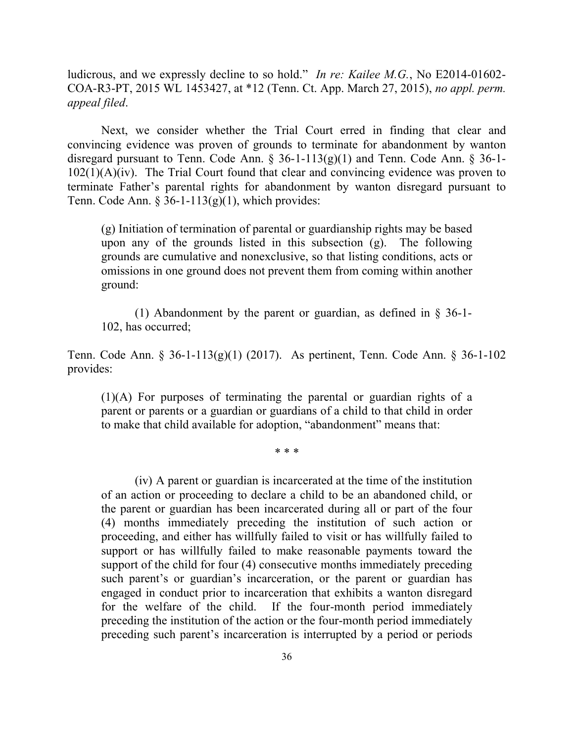ludicrous, and we expressly decline to so hold." *In re: Kailee M.G.*, No E2014-01602-COA-R3-PT, 2015 WL 1453427, at *12 (Tenn. Ct. App. March 27, 2015), *no appl. perm. appeal filed*.

Next, we consider whether the Trial Court erred in finding that clear and convincing evidence was proven of grounds to terminate for abandonment by wanton disregard pursuant to Tenn. Code Ann. § 36-1-113(g)(1) and Tenn. Code Ann. § 36-1-102(1)(A)(iv). The Trial Court found that clear and convincing evidence was proven to terminate Father's parental rights for abandonment by wanton disregard pursuant to Tenn. Code Ann. § 36-1-113(g)(1), which provides:

> (g) Initiation of termination of parental or guardianship rights may be based upon any of the grounds listed in this subsection (g). The following grounds are cumulative and nonexclusive, so that listing conditions, acts or omissions in one ground does not prevent them from coming within another ground:
>
> (1) Abandonment by the parent or guardian, as defined in § 36-1-102, has occurred;

Tenn. Code Ann. § 36-1-113(g)(1) (2017). As pertinent, Tenn. Code Ann. § 36-1-102 provides:

> (1)(A) For purposes of terminating the parental or guardian rights of a parent or parents or a guardian or guardians of a child to that child in order to make that child available for adoption, "abandonment" means that:
>
> \* \* \*
>
> (iv) A parent or guardian is incarcerated at the time of the institution of an action or proceeding to declare a child to be an abandoned child, or the parent or guardian has been incarcerated during all or part of the four (4) months immediately preceding the institution of such action or proceeding, and either has willfully failed to visit or has willfully failed to support or has willfully failed to make reasonable payments toward the support of the child for four (4) consecutive months immediately preceding such parent's or guardian's incarceration, or the parent or guardian has engaged in conduct prior to incarceration that exhibits a wanton disregard for the welfare of the child. If the four-month period immediately preceding the institution of the action or the four-month period immediately preceding such parent's incarceration is interrupted by a period or periods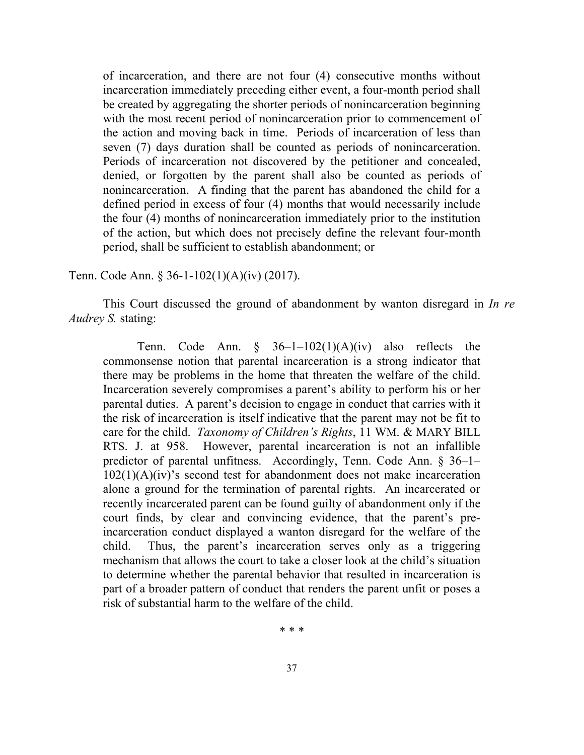> of incarceration, and there are not four (4) consecutive months without incarceration immediately preceding either event, a four-month period shall be created by aggregating the shorter periods of nonincarceration beginning with the most recent period of nonincarceration prior to commencement of the action and moving back in time. Periods of incarceration of less than seven (7) days duration shall be counted as periods of nonincarceration. Periods of incarceration not discovered by the petitioner and concealed, denied, or forgotten by the parent shall also be counted as periods of nonincarceration. A finding that the parent has abandoned the child for a defined period in excess of four (4) months that would necessarily include the four (4) months of nonincarceration immediately prior to the institution of the action, but which does not precisely define the relevant four-month period, shall be sufficient to establish abandonment; or

Tenn. Code Ann. § 36-1-102(1)(A)(iv) (2017).

This Court discussed the ground of abandonment by wanton disregard in *In re Audrey S.* stating:

> Tenn. Code Ann. § 36–1–102(1)(A)(iv) also reflects the commonsense notion that parental incarceration is a strong indicator that there may be problems in the home that threaten the welfare of the child. Incarceration severely compromises a parent's ability to perform his or her parental duties. A parent's decision to engage in conduct that carries with it the risk of incarceration is itself indicative that the parent may not be fit to care for the child. *Taxonomy of Children's Rights*, 11 WM. & MARY BILL RTS. J. at 958. However, parental incarceration is not an infallible predictor of parental unfitness. Accordingly, Tenn. Code Ann. § 36–1–102(1)(A)(iv)'s second test for abandonment does not make incarceration alone a ground for the termination of parental rights. An incarcerated or recently incarcerated parent can be found guilty of abandonment only if the court finds, by clear and convincing evidence, that the parent's pre-incarceration conduct displayed a wanton disregard for the welfare of the child. Thus, the parent's incarceration serves only as a triggering mechanism that allows the court to take a closer look at the child's situation to determine whether the parental behavior that resulted in incarceration is part of a broader pattern of conduct that renders the parent unfit or poses a risk of substantial harm to the welfare of the child.

\* \* \*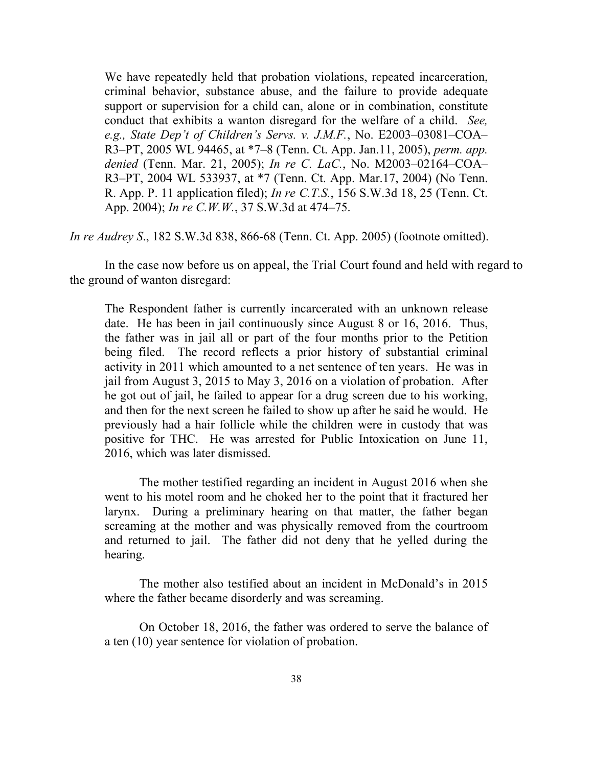> We have repeatedly held that probation violations, repeated incarceration, criminal behavior, substance abuse, and the failure to provide adequate support or supervision for a child can, alone or in combination, constitute conduct that exhibits a wanton disregard for the welfare of a child. *See, e.g., State Dep't of Children's Servs. v. J.M.F.*, No. E2003–03081–COA–R3–PT, 2005 WL 94465, at *7–8 (Tenn. Ct. App. Jan.11, 2005), *perm. app. denied* (Tenn. Mar. 21, 2005); *In re C. LaC.*, No. M2003–02164–COA–R3–PT, 2004 WL 533937, at *7 (Tenn. Ct. App. Mar.17, 2004) (No Tenn. R. App. P. 11 application filed); *In re C.T.S.*, 156 S.W.3d 18, 25 (Tenn. Ct. App. 2004); *In re C.W.W.*, 37 S.W.3d at 474–75.

*In re Audrey S*., 182 S.W.3d 838, 866-68 (Tenn. Ct. App. 2005) (footnote omitted).

In the case now before us on appeal, the Trial Court found and held with regard to the ground of wanton disregard:

> The Respondent father is currently incarcerated with an unknown release date. He has been in jail continuously since August 8 or 16, 2016. Thus, the father was in jail all or part of the four months prior to the Petition being filed. The record reflects a prior history of substantial criminal activity in 2011 which amounted to a net sentence of ten years. He was in jail from August 3, 2015 to May 3, 2016 on a violation of probation. After he got out of jail, he failed to appear for a drug screen due to his working, and then for the next screen he failed to show up after he said he would. He previously had a hair follicle while the children were in custody that was positive for THC. He was arrested for Public Intoxication on June 11, 2016, which was later dismissed.
>
> The mother testified regarding an incident in August 2016 when she went to his motel room and he choked her to the point that it fractured her larynx. During a preliminary hearing on that matter, the father began screaming at the mother and was physically removed from the courtroom and returned to jail. The father did not deny that he yelled during the hearing.
>
> The mother also testified about an incident in McDonald's in 2015 where the father became disorderly and was screaming.
>
> On October 18, 2016, the father was ordered to serve the balance of a ten (10) year sentence for violation of probation.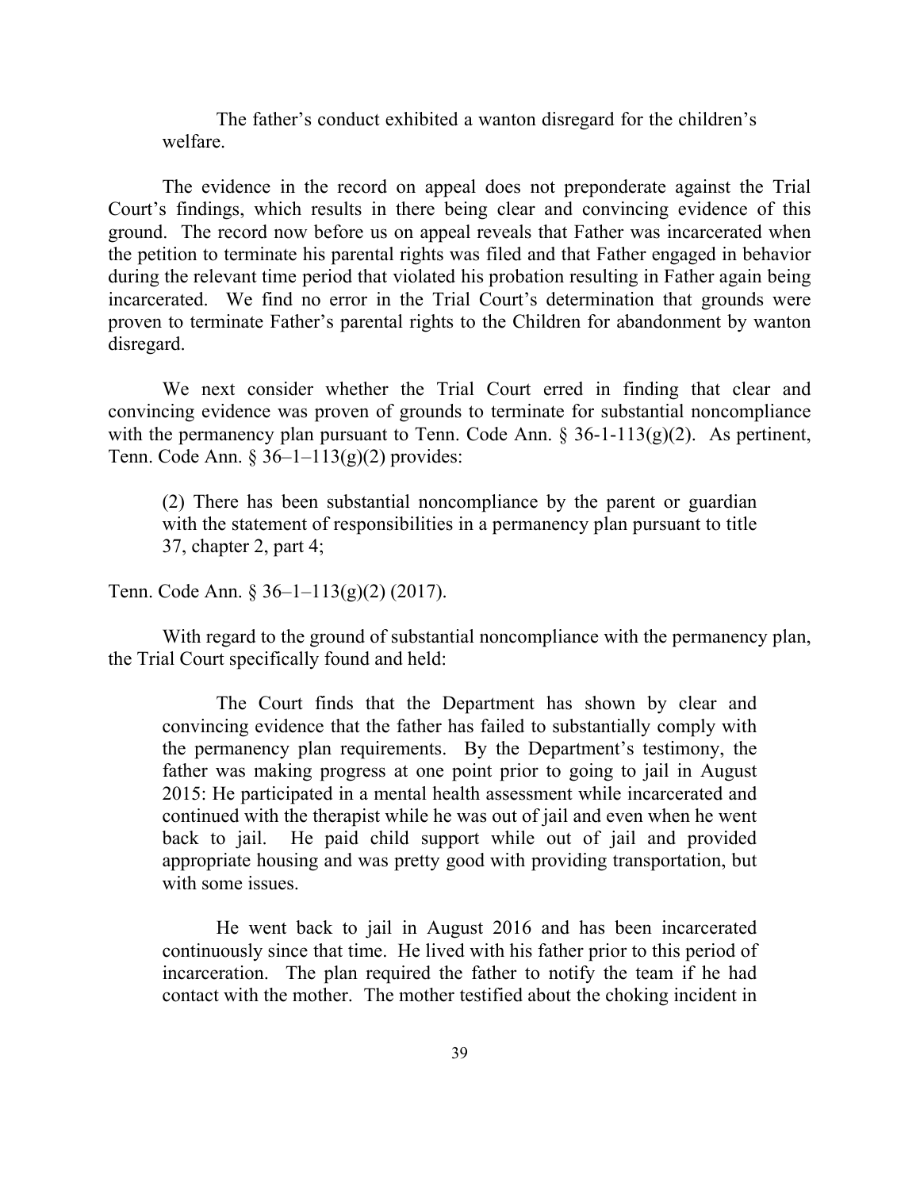> The father's conduct exhibited a wanton disregard for the children's welfare.

The evidence in the record on appeal does not preponderate against the Trial Court's findings, which results in there being clear and convincing evidence of this ground. The record now before us on appeal reveals that Father was incarcerated when the petition to terminate his parental rights was filed and that Father engaged in behavior during the relevant time period that violated his probation resulting in Father again being incarcerated. We find no error in the Trial Court's determination that grounds were proven to terminate Father's parental rights to the Children for abandonment by wanton disregard.

We next consider whether the Trial Court erred in finding that clear and convincing evidence was proven of grounds to terminate for substantial noncompliance with the permanency plan pursuant to Tenn. Code Ann. § 36-1-113(g)(2). As pertinent, Tenn. Code Ann. § 36–1–113(g)(2) provides:

> (2) There has been substantial noncompliance by the parent or guardian with the statement of responsibilities in a permanency plan pursuant to title 37, chapter 2, part 4;

Tenn. Code Ann. § 36–1–113(g)(2) (2017).

With regard to the ground of substantial noncompliance with the permanency plan, the Trial Court specifically found and held:

> The Court finds that the Department has shown by clear and convincing evidence that the father has failed to substantially comply with the permanency plan requirements. By the Department's testimony, the father was making progress at one point prior to going to jail in August 2015: He participated in a mental health assessment while incarcerated and continued with the therapist while he was out of jail and even when he went back to jail. He paid child support while out of jail and provided appropriate housing and was pretty good with providing transportation, but with some issues.
>
> He went back to jail in August 2016 and has been incarcerated continuously since that time. He lived with his father prior to this period of incarceration. The plan required the father to notify the team if he had contact with the mother. The mother testified about the choking incident in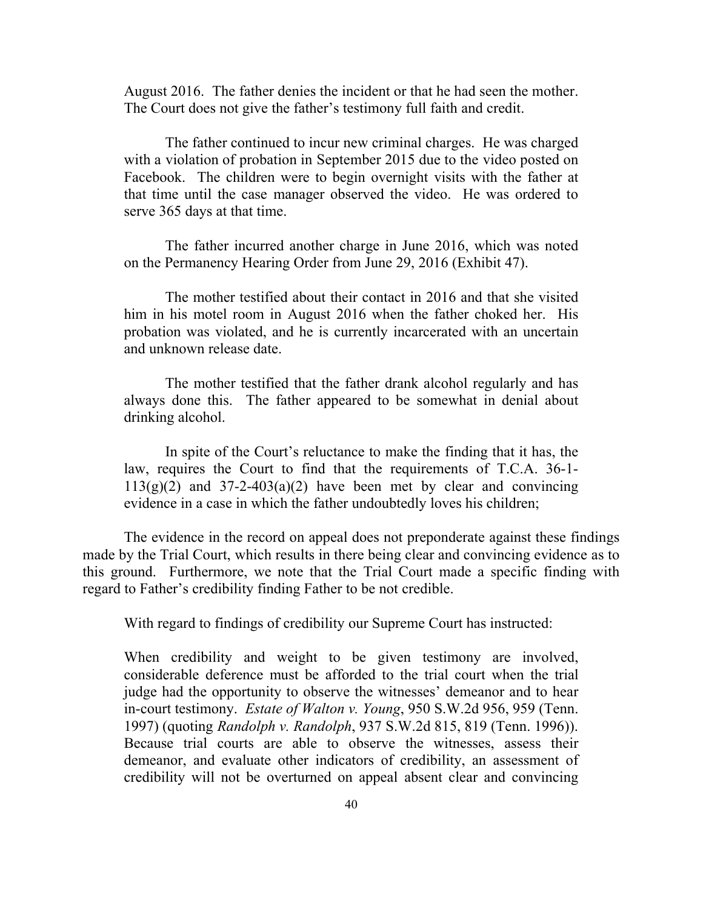> August 2016. The father denies the incident or that he had seen the mother. The Court does not give the father's testimony full faith and credit.
>
> The father continued to incur new criminal charges. He was charged with a violation of probation in September 2015 due to the video posted on Facebook. The children were to begin overnight visits with the father at that time until the case manager observed the video. He was ordered to serve 365 days at that time.
>
> The father incurred another charge in June 2016, which was noted on the Permanency Hearing Order from June 29, 2016 (Exhibit 47).
>
> The mother testified about their contact in 2016 and that she visited him in his motel room in August 2016 when the father choked her. His probation was violated, and he is currently incarcerated with an uncertain and unknown release date.
>
> The mother testified that the father drank alcohol regularly and has always done this. The father appeared to be somewhat in denial about drinking alcohol.
>
> In spite of the Court's reluctance to make the finding that it has, the law, requires the Court to find that the requirements of T.C.A. 36-1-113(g)(2) and 37-2-403(a)(2) have been met by clear and convincing evidence in a case in which the father undoubtedly loves his children;

The evidence in the record on appeal does not preponderate against these findings made by the Trial Court, which results in there being clear and convincing evidence as to this ground. Furthermore, we note that the Trial Court made a specific finding with regard to Father's credibility finding Father to be not credible.

With regard to findings of credibility our Supreme Court has instructed:

> When credibility and weight to be given testimony are involved, considerable deference must be afforded to the trial court when the trial judge had the opportunity to observe the witnesses' demeanor and to hear in-court testimony. *Estate of Walton v. Young*, 950 S.W.2d 956, 959 (Tenn. 1997) (quoting *Randolph v. Randolph*, 937 S.W.2d 815, 819 (Tenn. 1996)). Because trial courts are able to observe the witnesses, assess their demeanor, and evaluate other indicators of credibility, an assessment of credibility will not be overturned on appeal absent clear and convincing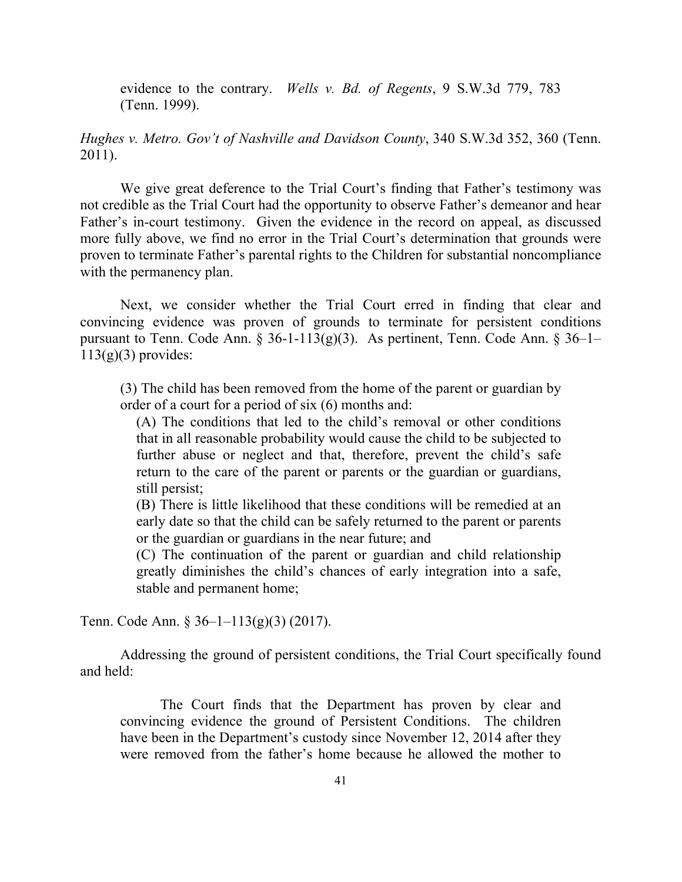evidence to the contrary. *Wells v. Bd. of Regents*, 9 S.W.3d 779, 783 (Tenn. 1999).

*Hughes v. Metro. Gov't of Nashville and Davidson County*, 340 S.W.3d 352, 360 (Tenn. 2011).

We give great deference to the Trial Court's finding that Father's testimony was not credible as the Trial Court had the opportunity to observe Father's demeanor and hear Father's in-court testimony. Given the evidence in the record on appeal, as discussed more fully above, we find no error in the Trial Court's determination that grounds were proven to terminate Father's parental rights to the Children for substantial noncompliance with the permanency plan.

Next, we consider whether the Trial Court erred in finding that clear and convincing evidence was proven of grounds to terminate for persistent conditions pursuant to Tenn. Code Ann. § 36-1-113(g)(3). As pertinent, Tenn. Code Ann. § 36–1–113(g)(3) provides:

> (3) The child has been removed from the home of the parent or guardian by order of a court for a period of six (6) months and:
>
> (A) The conditions that led to the child's removal or other conditions that in all reasonable probability would cause the child to be subjected to further abuse or neglect and that, therefore, prevent the child's safe return to the care of the parent or parents or the guardian or guardians, still persist;
>
> (B) There is little likelihood that these conditions will be remedied at an early date so that the child can be safely returned to the parent or parents or the guardian or guardians in the near future; and
>
> (C) The continuation of the parent or guardian and child relationship greatly diminishes the child's chances of early integration into a safe, stable and permanent home;

Tenn. Code Ann. § 36–1–113(g)(3) (2017).

Addressing the ground of persistent conditions, the Trial Court specifically found and held:

> The Court finds that the Department has proven by clear and convincing evidence the ground of Persistent Conditions. The children have been in the Department's custody since November 12, 2014 after they were removed from the father's home because he allowed the mother to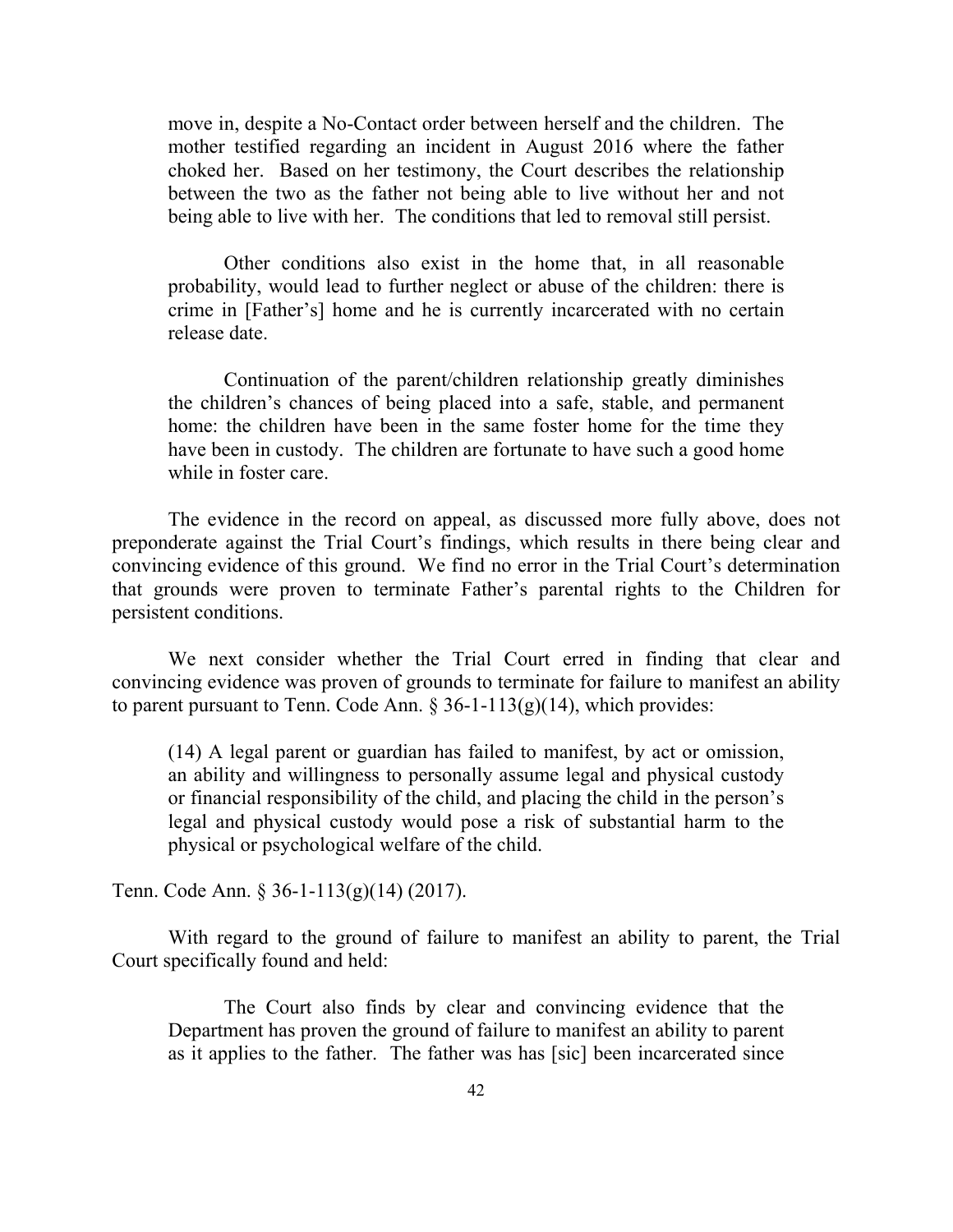> move in, despite a No-Contact order between herself and the children. The mother testified regarding an incident in August 2016 where the father choked her. Based on her testimony, the Court describes the relationship between the two as the father not being able to live without her and not being able to live with her. The conditions that led to removal still persist.
>
> Other conditions also exist in the home that, in all reasonable probability, would lead to further neglect or abuse of the children: there is crime in [Father's] home and he is currently incarcerated with no certain release date.
>
> Continuation of the parent/children relationship greatly diminishes the children's chances of being placed into a safe, stable, and permanent home: the children have been in the same foster home for the time they have been in custody. The children are fortunate to have such a good home while in foster care.

The evidence in the record on appeal, as discussed more fully above, does not preponderate against the Trial Court's findings, which results in there being clear and convincing evidence of this ground. We find no error in the Trial Court's determination that grounds were proven to terminate Father's parental rights to the Children for persistent conditions.

We next consider whether the Trial Court erred in finding that clear and convincing evidence was proven of grounds to terminate for failure to manifest an ability to parent pursuant to Tenn. Code Ann. § 36-1-113(g)(14), which provides:

> (14) A legal parent or guardian has failed to manifest, by act or omission, an ability and willingness to personally assume legal and physical custody or financial responsibility of the child, and placing the child in the person's legal and physical custody would pose a risk of substantial harm to the physical or psychological welfare of the child.

Tenn. Code Ann. § 36-1-113(g)(14) (2017).

With regard to the ground of failure to manifest an ability to parent, the Trial Court specifically found and held:

> The Court also finds by clear and convincing evidence that the Department has proven the ground of failure to manifest an ability to parent as it applies to the father. The father was has [sic] been incarcerated since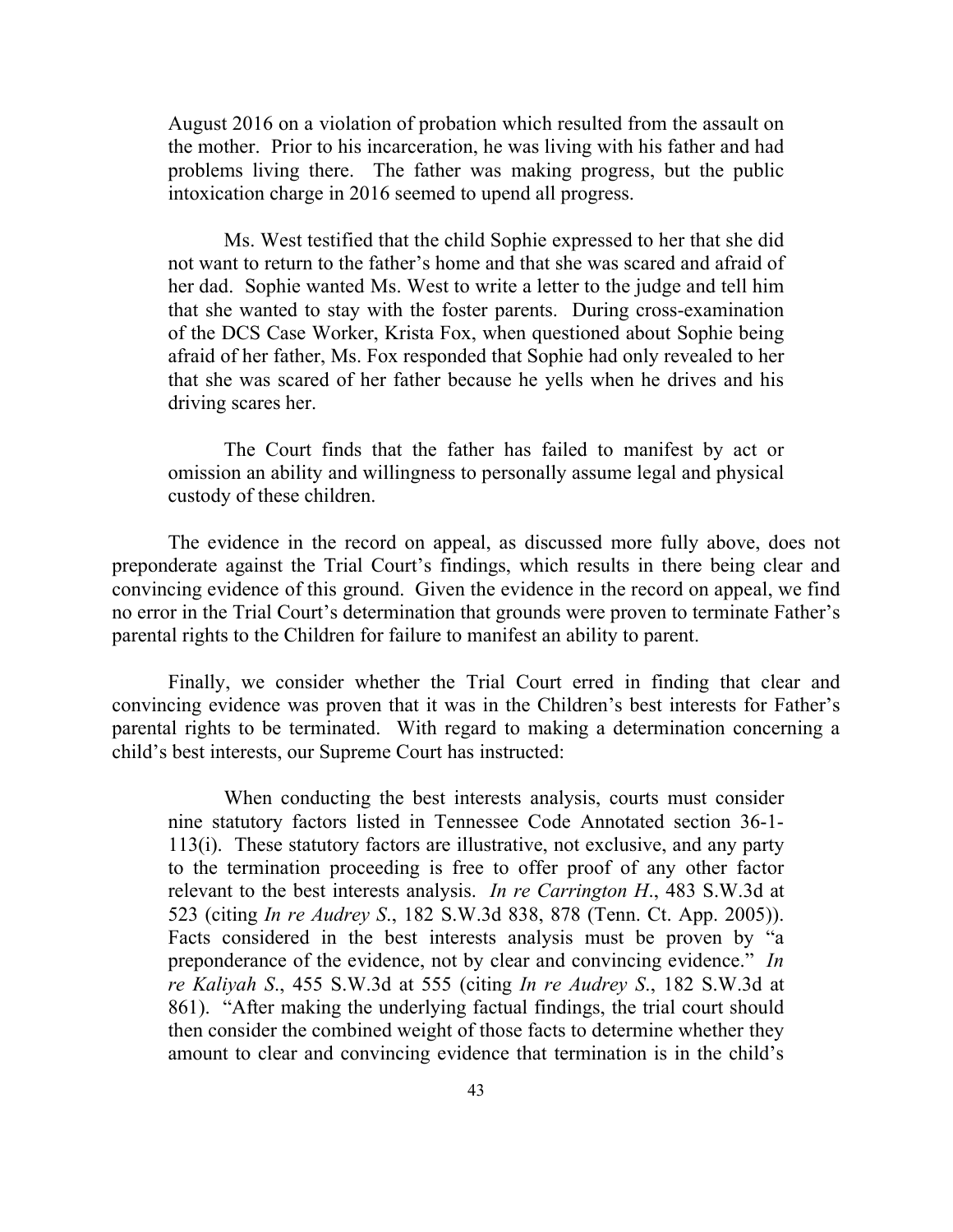> August 2016 on a violation of probation which resulted from the assault on the mother. Prior to his incarceration, he was living with his father and had problems living there. The father was making progress, but the public intoxication charge in 2016 seemed to upend all progress.
>
> Ms. West testified that the child Sophie expressed to her that she did not want to return to the father's home and that she was scared and afraid of her dad. Sophie wanted Ms. West to write a letter to the judge and tell him that she wanted to stay with the foster parents. During cross-examination of the DCS Case Worker, Krista Fox, when questioned about Sophie being afraid of her father, Ms. Fox responded that Sophie had only revealed to her that she was scared of her father because he yells when he drives and his driving scares her.
>
> The Court finds that the father has failed to manifest by act or omission an ability and willingness to personally assume legal and physical custody of these children.

The evidence in the record on appeal, as discussed more fully above, does not preponderate against the Trial Court's findings, which results in there being clear and convincing evidence of this ground. Given the evidence in the record on appeal, we find no error in the Trial Court's determination that grounds were proven to terminate Father's parental rights to the Children for failure to manifest an ability to parent.

Finally, we consider whether the Trial Court erred in finding that clear and convincing evidence was proven that it was in the Children's best interests for Father's parental rights to be terminated. With regard to making a determination concerning a child's best interests, our Supreme Court has instructed:

> When conducting the best interests analysis, courts must consider nine statutory factors listed in Tennessee Code Annotated section 36-1-113(i). These statutory factors are illustrative, not exclusive, and any party to the termination proceeding is free to offer proof of any other factor relevant to the best interests analysis. *In re Carrington H*., 483 S.W.3d at 523 (citing *In re Audrey S*., 182 S.W.3d 838, 878 (Tenn. Ct. App. 2005)). Facts considered in the best interests analysis must be proven by "a preponderance of the evidence, not by clear and convincing evidence." *In re Kaliyah S*., 455 S.W.3d at 555 (citing *In re Audrey S*., 182 S.W.3d at 861). "After making the underlying factual findings, the trial court should then consider the combined weight of those facts to determine whether they amount to clear and convincing evidence that termination is in the child's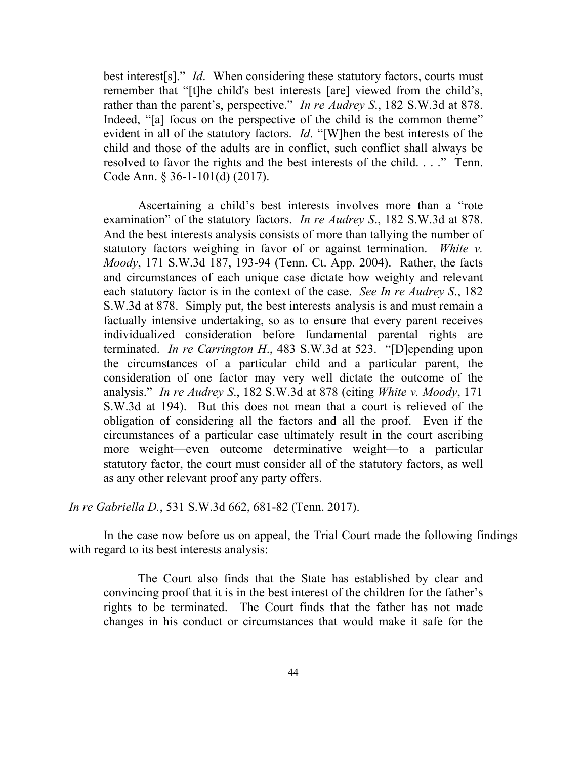> best interest[s]." *Id*. When considering these statutory factors, courts must remember that "[t]he child's best interests [are] viewed from the child's, rather than the parent's, perspective." *In re Audrey S*., 182 S.W.3d at 878. Indeed, "[a] focus on the perspective of the child is the common theme" evident in all of the statutory factors. *Id*. "[W]hen the best interests of the child and those of the adults are in conflict, such conflict shall always be resolved to favor the rights and the best interests of the child. . . ." Tenn. Code Ann. § 36-1-101(d) (2017).
>
> Ascertaining a child's best interests involves more than a "rote examination" of the statutory factors. *In re Audrey S*., 182 S.W.3d at 878. And the best interests analysis consists of more than tallying the number of statutory factors weighing in favor of or against termination. *White v. Moody*, 171 S.W.3d 187, 193-94 (Tenn. Ct. App. 2004). Rather, the facts and circumstances of each unique case dictate how weighty and relevant each statutory factor is in the context of the case. *See In re Audrey S*., 182 S.W.3d at 878. Simply put, the best interests analysis is and must remain a factually intensive undertaking, so as to ensure that every parent receives individualized consideration before fundamental parental rights are terminated. *In re Carrington H*., 483 S.W.3d at 523. "[D]epending upon the circumstances of a particular child and a particular parent, the consideration of one factor may very well dictate the outcome of the analysis." *In re Audrey S*., 182 S.W.3d at 878 (citing *White v. Moody*, 171 S.W.3d at 194). But this does not mean that a court is relieved of the obligation of considering all the factors and all the proof. Even if the circumstances of a particular case ultimately result in the court ascribing more weight—even outcome determinative weight—to a particular statutory factor, the court must consider all of the statutory factors, as well as any other relevant proof any party offers.

*In re Gabriella D.*, 531 S.W.3d 662, 681-82 (Tenn. 2017).

In the case now before us on appeal, the Trial Court made the following findings with regard to its best interests analysis:

> The Court also finds that the State has established by clear and convincing proof that it is in the best interest of the children for the father's rights to be terminated. The Court finds that the father has not made changes in his conduct or circumstances that would make it safe for the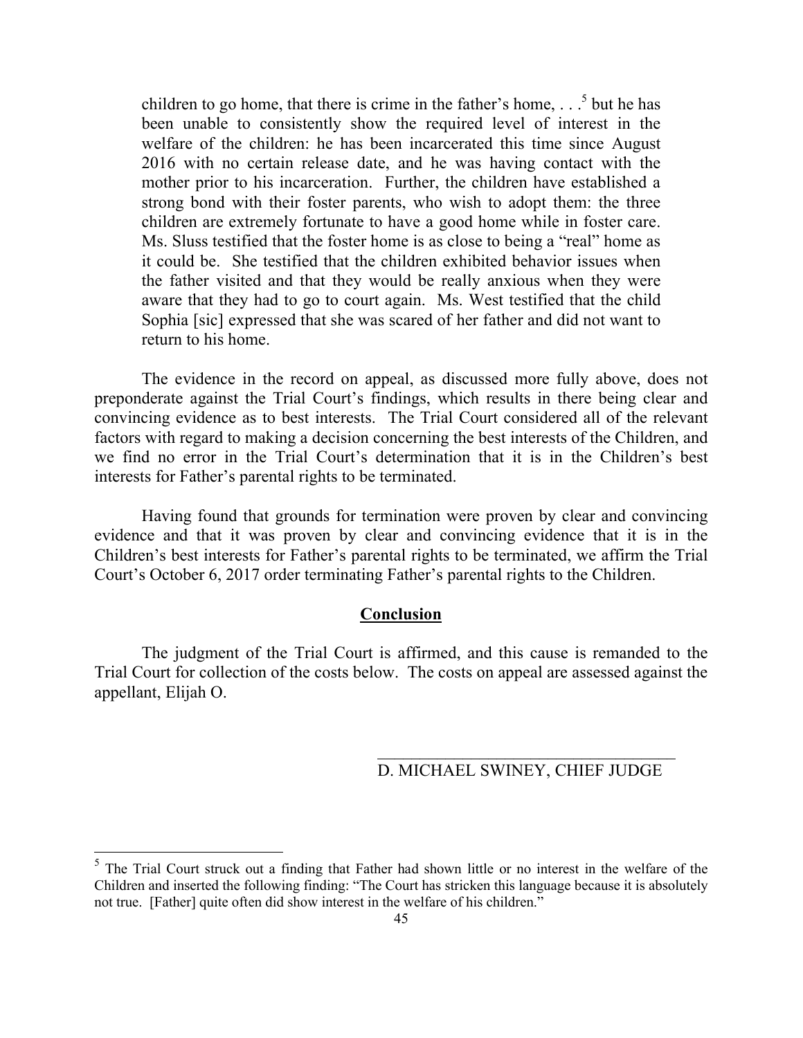> children to go home, that there is crime in the father's home, . . .[5] but he has been unable to consistently show the required level of interest in the welfare of the children: he has been incarcerated this time since August 2016 with no certain release date, and he was having contact with the mother prior to his incarceration. Further, the children have established a strong bond with their foster parents, who wish to adopt them: the three children are extremely fortunate to have a good home while in foster care. Ms. Sluss testified that the foster home is as close to being a "real" home as it could be. She testified that the children exhibited behavior issues when the father visited and that they would be really anxious when they were aware that they had to go to court again. Ms. West testified that the child Sophia [sic] expressed that she was scared of her father and did not want to return to his home.

The evidence in the record on appeal, as discussed more fully above, does not preponderate against the Trial Court's findings, which results in there being clear and convincing evidence as to best interests. The Trial Court considered all of the relevant factors with regard to making a decision concerning the best interests of the Children, and we find no error in the Trial Court's determination that it is in the Children's best interests for Father's parental rights to be terminated.

Having found that grounds for termination were proven by clear and convincing evidence and that it was proven by clear and convincing evidence that it is in the Children's best interests for Father's parental rights to be terminated, we affirm the Trial Court's October 6, 2017 order terminating Father's parental rights to the Children.

## Conclusion

The judgment of the Trial Court is affirmed, and this cause is remanded to the Trial Court for collection of the costs below. The costs on appeal are assessed against the appellant, Elijah O.

\_\_\_\_\_\_\_\_\_\_\_\_\_\_\_\_\_\_\_\_\_\_\_\_\_\_\_\_\_\_\_\_\_\_\_\_

D. MICHAEL SWINEY, CHIEF JUDGE

---

[5] The Trial Court struck out a finding that Father had shown little or no interest in the welfare of the Children and inserted the following finding: "The Court has stricken this language because it is absolutely not true. [Father] quite often did show interest in the welfare of his children."